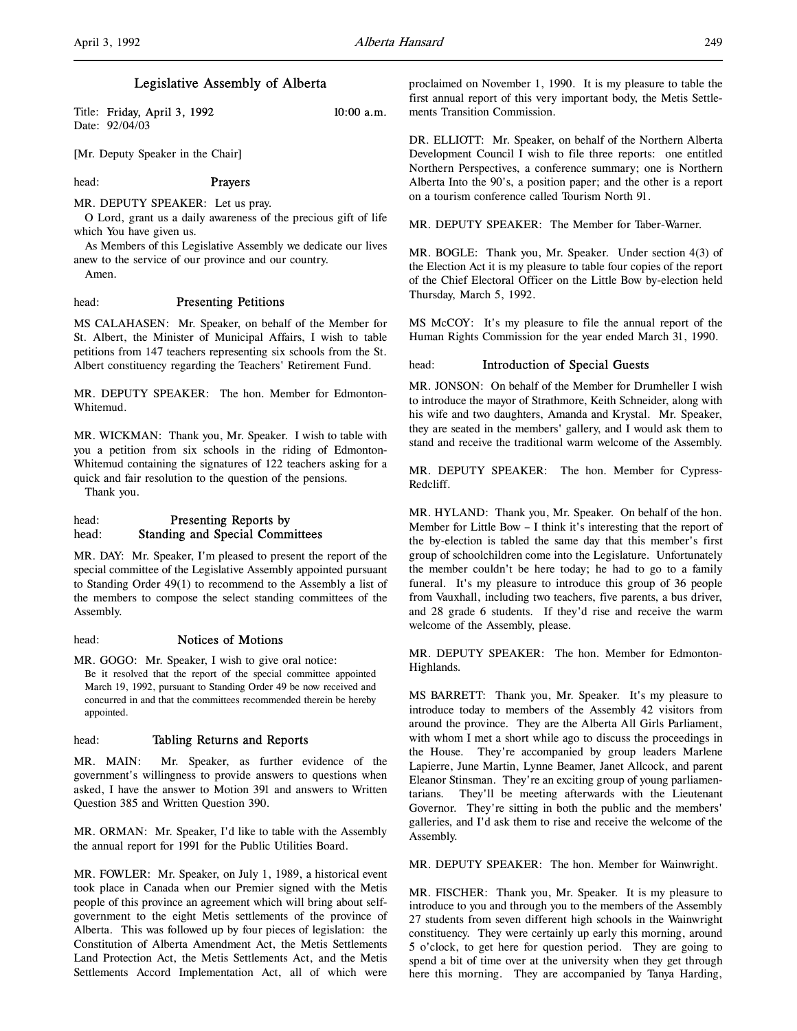# Legislative Assembly of Alberta

Title: **Friday, April 3, 1992** **10:00 a.m.**
Date: 92/04/03

[Mr. Deputy Speaker in the Chair]

head: **Prayers**

MR. DEPUTY SPEAKER: Let us pray.

O Lord, grant us a daily awareness of the precious gift of life which You have given us.

As Members of this Legislative Assembly we dedicate our lives anew to the service of our province and our country.

Amen.

head: **Presenting Petitions**

MS CALAHASEN: Mr. Speaker, on behalf of the Member for St. Albert, the Minister of Municipal Affairs, I wish to table petitions from 147 teachers representing six schools from the St. Albert constituency regarding the Teachers' Retirement Fund.

MR. DEPUTY SPEAKER: The hon. Member for Edmonton-Whitemud.

MR. WICKMAN: Thank you, Mr. Speaker. I wish to table with you a petition from six schools in the riding of Edmonton-Whitemud containing the signatures of 122 teachers asking for a quick and fair resolution to the question of the pensions.

Thank you.

head: **Presenting Reports by**
head: **Standing and Special Committees**

MR. DAY: Mr. Speaker, I'm pleased to present the report of the special committee of the Legislative Assembly appointed pursuant to Standing Order 49(1) to recommend to the Assembly a list of the members to compose the select standing committees of the Assembly.

head: **Notices of Motions**

MR. GOGO: Mr. Speaker, I wish to give oral notice:

Be it resolved that the report of the special committee appointed March 19, 1992, pursuant to Standing Order 49 be now received and concurred in and that the committees recommended therein be hereby appointed.

head: **Tabling Returns and Reports**

MR. MAIN: Mr. Speaker, as further evidence of the government's willingness to provide answers to questions when asked, I have the answer to Motion 391 and answers to Written Question 385 and Written Question 390.

MR. ORMAN: Mr. Speaker, I'd like to table with the Assembly the annual report for 1991 for the Public Utilities Board.

MR. FOWLER: Mr. Speaker, on July 1, 1989, a historical event took place in Canada when our Premier signed with the Metis people of this province an agreement which will bring about self-government to the eight Metis settlements of the province of Alberta. This was followed up by four pieces of legislation: the Constitution of Alberta Amendment Act, the Metis Settlements Land Protection Act, the Metis Settlements Act, and the Metis Settlements Accord Implementation Act, all of which were proclaimed on November 1, 1990. It is my pleasure to table the first annual report of this very important body, the Metis Settlements Transition Commission.

DR. ELLIOTT: Mr. Speaker, on behalf of the Northern Alberta Development Council I wish to file three reports: one entitled Northern Perspectives, a conference summary; one is Northern Alberta Into the 90's, a position paper; and the other is a report on a tourism conference called Tourism North 91.

MR. DEPUTY SPEAKER: The Member for Taber-Warner.

MR. BOGLE: Thank you, Mr. Speaker. Under section 4(3) of the Election Act it is my pleasure to table four copies of the report of the Chief Electoral Officer on the Little Bow by-election held Thursday, March 5, 1992.

MS McCOY: It's my pleasure to file the annual report of the Human Rights Commission for the year ended March 31, 1990.

head: **Introduction of Special Guests**

MR. JONSON: On behalf of the Member for Drumheller I wish to introduce the mayor of Strathmore, Keith Schneider, along with his wife and two daughters, Amanda and Krystal. Mr. Speaker, they are seated in the members' gallery, and I would ask them to stand and receive the traditional warm welcome of the Assembly.

MR. DEPUTY SPEAKER: The hon. Member for Cypress-Redcliff.

MR. HYLAND: Thank you, Mr. Speaker. On behalf of the hon. Member for Little Bow – I think it's interesting that the report of the by-election is tabled the same day that this member's first group of schoolchildren come into the Legislature. Unfortunately the member couldn't be here today; he had to go to a family funeral. It's my pleasure to introduce this group of 36 people from Vauxhall, including two teachers, five parents, a bus driver, and 28 grade 6 students. If they'd rise and receive the warm welcome of the Assembly, please.

MR. DEPUTY SPEAKER: The hon. Member for Edmonton-Highlands.

MS BARRETT: Thank you, Mr. Speaker. It's my pleasure to introduce today to members of the Assembly 42 visitors from around the province. They are the Alberta All Girls Parliament, with whom I met a short while ago to discuss the proceedings in the House. They're accompanied by group leaders Marlene Lapierre, June Martin, Lynne Beamer, Janet Allcock, and parent Eleanor Stinsman. They're an exciting group of young parliamentarians. They'll be meeting afterwards with the Lieutenant Governor. They're sitting in both the public and the members' galleries, and I'd ask them to rise and receive the welcome of the Assembly.

MR. DEPUTY SPEAKER: The hon. Member for Wainwright.

MR. FISCHER: Thank you, Mr. Speaker. It is my pleasure to introduce to you and through you to the members of the Assembly 27 students from seven different high schools in the Wainwright constituency. They were certainly up early this morning, around 5 o'clock, to get here for question period. They are going to spend a bit of time over at the university when they get through here this morning. They are accompanied by Tanya Harding,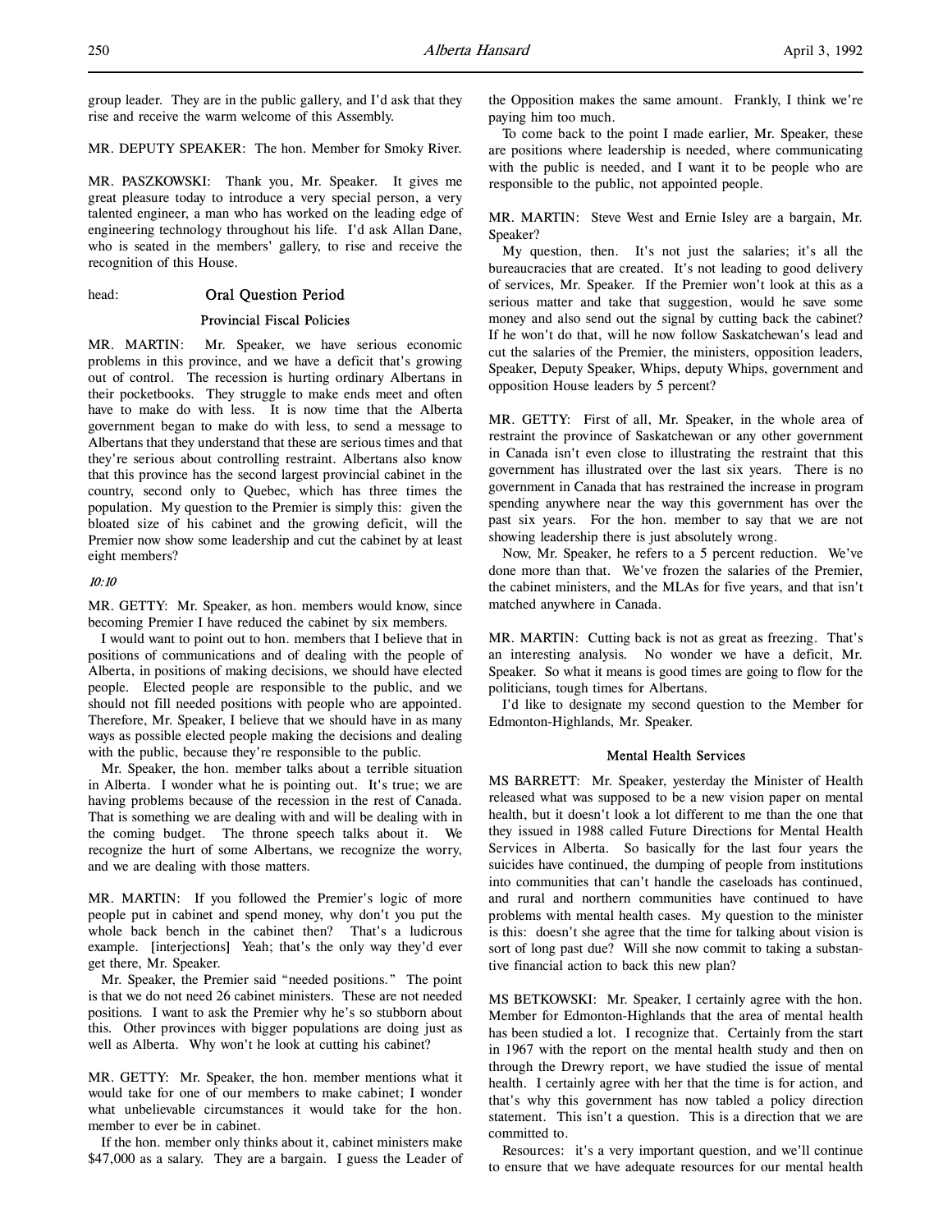group leader. They are in the public gallery, and I'd ask that they rise and receive the warm welcome of this Assembly.

MR. DEPUTY SPEAKER: The hon. Member for Smoky River.

MR. PASZKOWSKI: Thank you, Mr. Speaker. It gives me great pleasure today to introduce a very special person, a very talented engineer, a man who has worked on the leading edge of engineering technology throughout his life. I'd ask Allan Dane, who is seated in the members' gallery, to rise and receive the recognition of this House.

head: **Oral Question Period**

### Provincial Fiscal Policies

MR. MARTIN: Mr. Speaker, we have serious economic problems in this province, and we have a deficit that's growing out of control. The recession is hurting ordinary Albertans in their pocketbooks. They struggle to make ends meet and often have to make do with less. It is now time that the Alberta government began to make do with less, to send a message to Albertans that they understand that these are serious times and that they're serious about controlling restraint. Albertans also know that this province has the second largest provincial cabinet in the country, second only to Quebec, which has three times the population. My question to the Premier is simply this: given the bloated size of his cabinet and the growing deficit, will the Premier now show some leadership and cut the cabinet by at least eight members?

*10:10*

MR. GETTY: Mr. Speaker, as hon. members would know, since becoming Premier I have reduced the cabinet by six members.

I would want to point out to hon. members that I believe that in positions of communications and of dealing with the people of Alberta, in positions of making decisions, we should have elected people. Elected people are responsible to the public, and we should not fill needed positions with people who are appointed. Therefore, Mr. Speaker, I believe that we should have in as many ways as possible elected people making the decisions and dealing with the public, because they're responsible to the public.

Mr. Speaker, the hon. member talks about a terrible situation in Alberta. I wonder what he is pointing out. It's true; we are having problems because of the recession in the rest of Canada. That is something we are dealing with and will be dealing with in the coming budget. The throne speech talks about it. We recognize the hurt of some Albertans, we recognize the worry, and we are dealing with those matters.

MR. MARTIN: If you followed the Premier's logic of more people put in cabinet and spend money, why don't you put the whole back bench in the cabinet then? That's a ludicrous example. [interjections] Yeah; that's the only way they'd ever get there, Mr. Speaker.

Mr. Speaker, the Premier said "needed positions." The point is that we do not need 26 cabinet ministers. These are not needed positions. I want to ask the Premier why he's so stubborn about this. Other provinces with bigger populations are doing just as well as Alberta. Why won't he look at cutting his cabinet?

MR. GETTY: Mr. Speaker, the hon. member mentions what it would take for one of our members to make cabinet; I wonder what unbelievable circumstances it would take for the hon. member to ever be in cabinet.

If the hon. member only thinks about it, cabinet ministers make $47,000 as a salary. They are a bargain. I guess the Leader of the Opposition makes the same amount. Frankly, I think we're paying him too much.

To come back to the point I made earlier, Mr. Speaker, these are positions where leadership is needed, where communicating with the public is needed, and I want it to be people who are responsible to the public, not appointed people.

MR. MARTIN: Steve West and Ernie Isley are a bargain, Mr. Speaker?

My question, then. It's not just the salaries; it's all the bureaucracies that are created. It's not leading to good delivery of services, Mr. Speaker. If the Premier won't look at this as a serious matter and take that suggestion, would he save some money and also send out the signal by cutting back the cabinet? If he won't do that, will he now follow Saskatchewan's lead and cut the salaries of the Premier, the ministers, opposition leaders, Speaker, Deputy Speaker, Whips, deputy Whips, government and opposition House leaders by 5 percent?

MR. GETTY: First of all, Mr. Speaker, in the whole area of restraint the province of Saskatchewan or any other government in Canada isn't even close to illustrating the restraint that this government has illustrated over the last six years. There is no government in Canada that has restrained the increase in program spending anywhere near the way this government has over the past six years. For the hon. member to say that we are not showing leadership there is just absolutely wrong.

Now, Mr. Speaker, he refers to a 5 percent reduction. We've done more than that. We've frozen the salaries of the Premier, the cabinet ministers, and the MLAs for five years, and that isn't matched anywhere in Canada.

MR. MARTIN: Cutting back is not as great as freezing. That's an interesting analysis. No wonder we have a deficit, Mr. Speaker. So what it means is good times are going to flow for the politicians, tough times for Albertans.

I'd like to designate my second question to the Member for Edmonton-Highlands, Mr. Speaker.

### Mental Health Services

MS BARRETT: Mr. Speaker, yesterday the Minister of Health released what was supposed to be a new vision paper on mental health, but it doesn't look a lot different to me than the one that they issued in 1988 called Future Directions for Mental Health Services in Alberta. So basically for the last four years the suicides have continued, the dumping of people from institutions into communities that can't handle the caseloads has continued, and rural and northern communities have continued to have problems with mental health cases. My question to the minister is this: doesn't she agree that the time for talking about vision is sort of long past due? Will she now commit to taking a substantive financial action to back this new plan?

MS BETKOWSKI: Mr. Speaker, I certainly agree with the hon. Member for Edmonton-Highlands that the area of mental health has been studied a lot. I recognize that. Certainly from the start in 1967 with the report on the mental health study and then on through the Drewry report, we have studied the issue of mental health. I certainly agree with her that the time is for action, and that's why this government has now tabled a policy direction statement. This isn't a question. This is a direction that we are committed to.

Resources: it's a very important question, and we'll continue to ensure that we have adequate resources for our mental health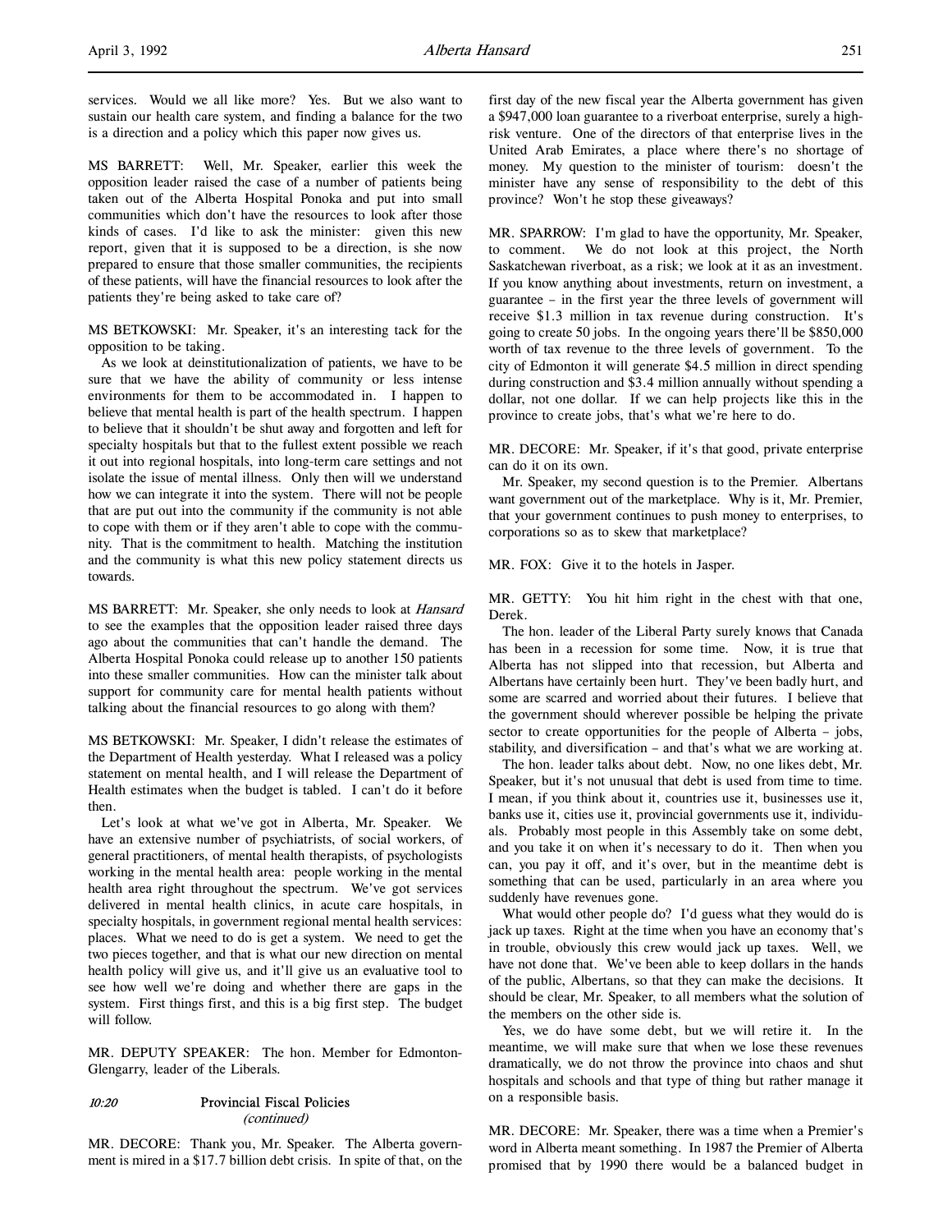services. Would we all like more? Yes. But we also want to sustain our health care system, and finding a balance for the two is a direction and a policy which this paper now gives us.

MS BARRETT: Well, Mr. Speaker, earlier this week the opposition leader raised the case of a number of patients being taken out of the Alberta Hospital Ponoka and put into small communities which don't have the resources to look after those kinds of cases. I'd like to ask the minister: given this new report, given that it is supposed to be a direction, is she now prepared to ensure that those smaller communities, the recipients of these patients, will have the financial resources to look after the patients they're being asked to take care of?

MS BETKOWSKI: Mr. Speaker, it's an interesting tack for the opposition to be taking.

As we look at deinstitutionalization of patients, we have to be sure that we have the ability of community or less intense environments for them to be accommodated in. I happen to believe that mental health is part of the health spectrum. I happen to believe that it shouldn't be shut away and forgotten and left for specialty hospitals but that to the fullest extent possible we reach it out into regional hospitals, into long-term care settings and not isolate the issue of mental illness. Only then will we understand how we can integrate it into the system. There will not be people that are put out into the community if the community is not able to cope with them or if they aren't able to cope with the community. That is the commitment to health. Matching the institution and the community is what this new policy statement directs us towards.

MS BARRETT: Mr. Speaker, she only needs to look at *Hansard* to see the examples that the opposition leader raised three days ago about the communities that can't handle the demand. The Alberta Hospital Ponoka could release up to another 150 patients into these smaller communities. How can the minister talk about support for community care for mental health patients without talking about the financial resources to go along with them?

MS BETKOWSKI: Mr. Speaker, I didn't release the estimates of the Department of Health yesterday. What I released was a policy statement on mental health, and I will release the Department of Health estimates when the budget is tabled. I can't do it before then.

Let's look at what we've got in Alberta, Mr. Speaker. We have an extensive number of psychiatrists, of social workers, of general practitioners, of mental health therapists, of psychologists working in the mental health area: people working in the mental health area right throughout the spectrum. We've got services delivered in mental health clinics, in acute care hospitals, in specialty hospitals, in government regional mental health services: places. What we need to do is get a system. We need to get the two pieces together, and that is what our new direction on mental health policy will give us, and it'll give us an evaluative tool to see how well we're doing and whether there are gaps in the system. First things first, and this is a big first step. The budget will follow.

MR. DEPUTY SPEAKER: The hon. Member for Edmonton-Glengarry, leader of the Liberals.

*10:20* **Provincial Fiscal Policies**
*(continued)*

MR. DECORE: Thank you, Mr. Speaker. The Alberta government is mired in a $17.7 billion debt crisis. In spite of that, on the first day of the new fiscal year the Alberta government has given a $947,000 loan guarantee to a riverboat enterprise, surely a high-risk venture. One of the directors of that enterprise lives in the United Arab Emirates, a place where there's no shortage of money. My question to the minister of tourism: doesn't the minister have any sense of responsibility to the debt of this province? Won't he stop these giveaways?

MR. SPARROW: I'm glad to have the opportunity, Mr. Speaker, to comment. We do not look at this project, the North Saskatchewan riverboat, as a risk; we look at it as an investment. If you know anything about investments, return on investment, a guarantee – in the first year the three levels of government will receive $1.3 million in tax revenue during construction. It's going to create 50 jobs. In the ongoing years there'll be $850,000 worth of tax revenue to the three levels of government. To the city of Edmonton it will generate $4.5 million in direct spending during construction and $3.4 million annually without spending a dollar, not one dollar. If we can help projects like this in the province to create jobs, that's what we're here to do.

MR. DECORE: Mr. Speaker, if it's that good, private enterprise can do it on its own.

Mr. Speaker, my second question is to the Premier. Albertans want government out of the marketplace. Why is it, Mr. Premier, that your government continues to push money to enterprises, to corporations so as to skew that marketplace?

MR. FOX: Give it to the hotels in Jasper.

MR. GETTY: You hit him right in the chest with that one, Derek.

The hon. leader of the Liberal Party surely knows that Canada has been in a recession for some time. Now, it is true that Alberta has not slipped into that recession, but Alberta and Albertans have certainly been hurt. They've been badly hurt, and some are scarred and worried about their futures. I believe that the government should wherever possible be helping the private sector to create opportunities for the people of Alberta – jobs, stability, and diversification – and that's what we are working at.

The hon. leader talks about debt. Now, no one likes debt, Mr. Speaker, but it's not unusual that debt is used from time to time. I mean, if you think about it, countries use it, businesses use it, banks use it, cities use it, provincial governments use it, individuals. Probably most people in this Assembly take on some debt, and you take it on when it's necessary to do it. Then when you can, you pay it off, and it's over, but in the meantime debt is something that can be used, particularly in an area where you suddenly have revenues gone.

What would other people do? I'd guess what they would do is jack up taxes. Right at the time when you have an economy that's in trouble, obviously this crew would jack up taxes. Well, we have not done that. We've been able to keep dollars in the hands of the public, Albertans, so that they can make the decisions. It should be clear, Mr. Speaker, to all members what the solution of the members on the other side is.

Yes, we do have some debt, but we will retire it. In the meantime, we will make sure that when we lose these revenues dramatically, we do not throw the province into chaos and shut hospitals and schools and that type of thing but rather manage it on a responsible basis.

MR. DECORE: Mr. Speaker, there was a time when a Premier's word in Alberta meant something. In 1987 the Premier of Alberta promised that by 1990 there would be a balanced budget in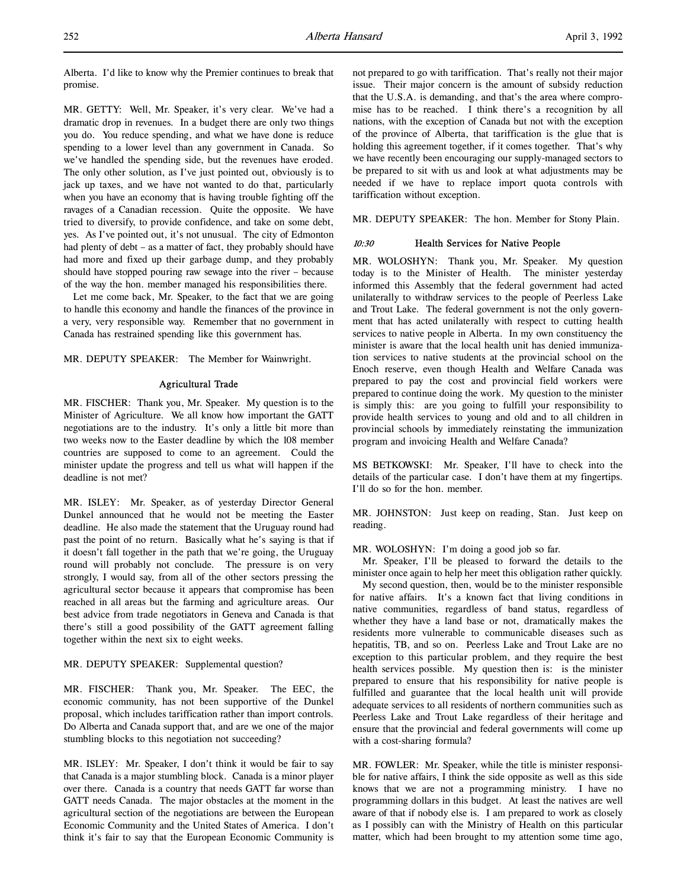Alberta. I'd like to know why the Premier continues to break that promise.

MR. GETTY: Well, Mr. Speaker, it's very clear. We've had a dramatic drop in revenues. In a budget there are only two things you do. You reduce spending, and what we have done is reduce spending to a lower level than any government in Canada. So we've handled the spending side, but the revenues have eroded. The only other solution, as I've just pointed out, obviously is to jack up taxes, and we have not wanted to do that, particularly when you have an economy that is having trouble fighting off the ravages of a Canadian recession. Quite the opposite. We have tried to diversify, to provide confidence, and take on some debt, yes. As I've pointed out, it's not unusual. The city of Edmonton had plenty of debt – as a matter of fact, they probably should have had more and fixed up their garbage dump, and they probably should have stopped pouring raw sewage into the river – because of the way the hon. member managed his responsibilities there.

Let me come back, Mr. Speaker, to the fact that we are going to handle this economy and handle the finances of the province in a very, very responsible way. Remember that no government in Canada has restrained spending like this government has.

MR. DEPUTY SPEAKER: The Member for Wainwright.

### Agricultural Trade

MR. FISCHER: Thank you, Mr. Speaker. My question is to the Minister of Agriculture. We all know how important the GATT negotiations are to the industry. It's only a little bit more than two weeks now to the Easter deadline by which the 108 member countries are supposed to come to an agreement. Could the minister update the progress and tell us what will happen if the deadline is not met?

MR. ISLEY: Mr. Speaker, as of yesterday Director General Dunkel announced that he would not be meeting the Easter deadline. He also made the statement that the Uruguay round had past the point of no return. Basically what he's saying is that if it doesn't fall together in the path that we're going, the Uruguay round will probably not conclude. The pressure is on very strongly, I would say, from all of the other sectors pressing the agricultural sector because it appears that compromise has been reached in all areas but the farming and agriculture areas. Our best advice from trade negotiators in Geneva and Canada is that there's still a good possibility of the GATT agreement falling together within the next six to eight weeks.

MR. DEPUTY SPEAKER: Supplemental question?

MR. FISCHER: Thank you, Mr. Speaker. The EEC, the economic community, has not been supportive of the Dunkel proposal, which includes tariffication rather than import controls. Do Alberta and Canada support that, and are we one of the major stumbling blocks to this negotiation not succeeding?

MR. ISLEY: Mr. Speaker, I don't think it would be fair to say that Canada is a major stumbling block. Canada is a minor player over there. Canada is a country that needs GATT far worse than GATT needs Canada. The major obstacles at the moment in the agricultural section of the negotiations are between the European Economic Community and the United States of America. I don't think it's fair to say that the European Economic Community is not prepared to go with tariffication. That's really not their major issue. Their major concern is the amount of subsidy reduction that the U.S.A. is demanding, and that's the area where compromise has to be reached. I think there's a recognition by all nations, with the exception of Canada but not with the exception of the province of Alberta, that tariffication is the glue that is holding this agreement together, if it comes together. That's why we have recently been encouraging our supply-managed sectors to be prepared to sit with us and look at what adjustments may be needed if we have to replace import quota controls with tariffication without exception.

MR. DEPUTY SPEAKER: The hon. Member for Stony Plain.

### *10:30* Health Services for Native People

MR. WOLOSHYN: Thank you, Mr. Speaker. My question today is to the Minister of Health. The minister yesterday informed this Assembly that the federal government had acted unilaterally to withdraw services to the people of Peerless Lake and Trout Lake. The federal government is not the only government that has acted unilaterally with respect to cutting health services to native people in Alberta. In my own constituency the minister is aware that the local health unit has denied immunization services to native students at the provincial school on the Enoch reserve, even though Health and Welfare Canada was prepared to pay the cost and provincial field workers were prepared to continue doing the work. My question to the minister is simply this: are you going to fulfill your responsibility to provide health services to young and old and to all children in provincial schools by immediately reinstating the immunization program and invoicing Health and Welfare Canada?

MS BETKOWSKI: Mr. Speaker, I'll have to check into the details of the particular case. I don't have them at my fingertips. I'll do so for the hon. member.

MR. JOHNSTON: Just keep on reading, Stan. Just keep on reading.

MR. WOLOSHYN: I'm doing a good job so far.

Mr. Speaker, I'll be pleased to forward the details to the minister once again to help her meet this obligation rather quickly.

My second question, then, would be to the minister responsible for native affairs. It's a known fact that living conditions in native communities, regardless of band status, regardless of whether they have a land base or not, dramatically makes the residents more vulnerable to communicable diseases such as hepatitis, TB, and so on. Peerless Lake and Trout Lake are no exception to this particular problem, and they require the best health services possible. My question then is: is the minister prepared to ensure that his responsibility for native people is fulfilled and guarantee that the local health unit will provide adequate services to all residents of northern communities such as Peerless Lake and Trout Lake regardless of their heritage and ensure that the provincial and federal governments will come up with a cost-sharing formula?

MR. FOWLER: Mr. Speaker, while the title is minister responsible for native affairs, I think the side opposite as well as this side knows that we are not a programming ministry. I have no programming dollars in this budget. At least the natives are well aware of that if nobody else is. I am prepared to work as closely as I possibly can with the Ministry of Health on this particular matter, which had been brought to my attention some time ago,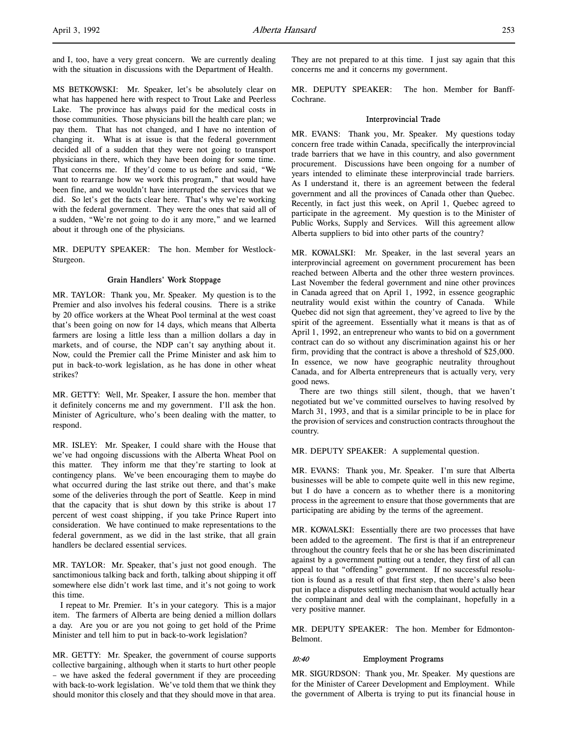and I, too, have a very great concern. We are currently dealing with the situation in discussions with the Department of Health.

MS BETKOWSKI: Mr. Speaker, let's be absolutely clear on what has happened here with respect to Trout Lake and Peerless Lake. The province has always paid for the medical costs in those communities. Those physicians bill the health care plan; we pay them. That has not changed, and I have no intention of changing it. What is at issue is that the federal government decided all of a sudden that they were not going to transport physicians in there, which they have been doing for some time. That concerns me. If they'd come to us before and said, "We want to rearrange how we work this program," that would have been fine, and we wouldn't have interrupted the services that we did. So let's get the facts clear here. That's why we're working with the federal government. They were the ones that said all of a sudden, "We're not going to do it any more," and we learned about it through one of the physicians.

MR. DEPUTY SPEAKER: The hon. Member for Westlock-Sturgeon.

### Grain Handlers' Work Stoppage

MR. TAYLOR: Thank you, Mr. Speaker. My question is to the Premier and also involves his federal cousins. There is a strike by 20 office workers at the Wheat Pool terminal at the west coast that's been going on now for 14 days, which means that Alberta farmers are losing a little less than a million dollars a day in markets, and of course, the NDP can't say anything about it. Now, could the Premier call the Prime Minister and ask him to put in back-to-work legislation, as he has done in other wheat strikes?

MR. GETTY: Well, Mr. Speaker, I assure the hon. member that it definitely concerns me and my government. I'll ask the hon. Minister of Agriculture, who's been dealing with the matter, to respond.

MR. ISLEY: Mr. Speaker, I could share with the House that we've had ongoing discussions with the Alberta Wheat Pool on this matter. They inform me that they're starting to look at contingency plans. We've been encouraging them to maybe do what occurred during the last strike out there, and that's make some of the deliveries through the port of Seattle. Keep in mind that the capacity that is shut down by this strike is about 17 percent of west coast shipping, if you take Prince Rupert into consideration. We have continued to make representations to the federal government, as we did in the last strike, that all grain handlers be declared essential services.

MR. TAYLOR: Mr. Speaker, that's just not good enough. The sanctimonious talking back and forth, talking about shipping it off somewhere else didn't work last time, and it's not going to work this time.

I repeat to Mr. Premier. It's in your category. This is a major item. The farmers of Alberta are being denied a million dollars a day. Are you or are you not going to get hold of the Prime Minister and tell him to put in back-to-work legislation?

MR. GETTY: Mr. Speaker, the government of course supports collective bargaining, although when it starts to hurt other people – we have asked the federal government if they are proceeding with back-to-work legislation. We've told them that we think they should monitor this closely and that they should move in that area. They are not prepared to at this time. I just say again that this concerns me and it concerns my government.

MR. DEPUTY SPEAKER: The hon. Member for Banff-Cochrane.

### Interprovincial Trade

MR. EVANS: Thank you, Mr. Speaker. My questions today concern free trade within Canada, specifically the interprovincial trade barriers that we have in this country, and also government procurement. Discussions have been ongoing for a number of years intended to eliminate these interprovincial trade barriers. As I understand it, there is an agreement between the federal government and all the provinces of Canada other than Quebec. Recently, in fact just this week, on April 1, Quebec agreed to participate in the agreement. My question is to the Minister of Public Works, Supply and Services. Will this agreement allow Alberta suppliers to bid into other parts of the country?

MR. KOWALSKI: Mr. Speaker, in the last several years an interprovincial agreement on government procurement has been reached between Alberta and the other three western provinces. Last November the federal government and nine other provinces in Canada agreed that on April 1, 1992, in essence geographic neutrality would exist within the country of Canada. While Quebec did not sign that agreement, they've agreed to live by the spirit of the agreement. Essentially what it means is that as of April 1, 1992, an entrepreneur who wants to bid on a government contract can do so without any discrimination against his or her firm, providing that the contract is above a threshold of $25,000. In essence, we now have geographic neutrality throughout Canada, and for Alberta entrepreneurs that is actually very, very good news.

There are two things still silent, though, that we haven't negotiated but we've committed ourselves to having resolved by March 31, 1993, and that is a similar principle to be in place for the provision of services and construction contracts throughout the country.

MR. DEPUTY SPEAKER: A supplemental question.

MR. EVANS: Thank you, Mr. Speaker. I'm sure that Alberta businesses will be able to compete quite well in this new regime, but I do have a concern as to whether there is a monitoring process in the agreement to ensure that those governments that are participating are abiding by the terms of the agreement.

MR. KOWALSKI: Essentially there are two processes that have been added to the agreement. The first is that if an entrepreneur throughout the country feels that he or she has been discriminated against by a government putting out a tender, they first of all can appeal to that "offending" government. If no successful resolution is found as a result of that first step, then there's also been put in place a disputes settling mechanism that would actually hear the complainant and deal with the complainant, hopefully in a very positive manner.

MR. DEPUTY SPEAKER: The hon. Member for Edmonton-Belmont.

*10:40*

### Employment Programs

MR. SIGURDSON: Thank you, Mr. Speaker. My questions are for the Minister of Career Development and Employment. While the government of Alberta is trying to put its financial house in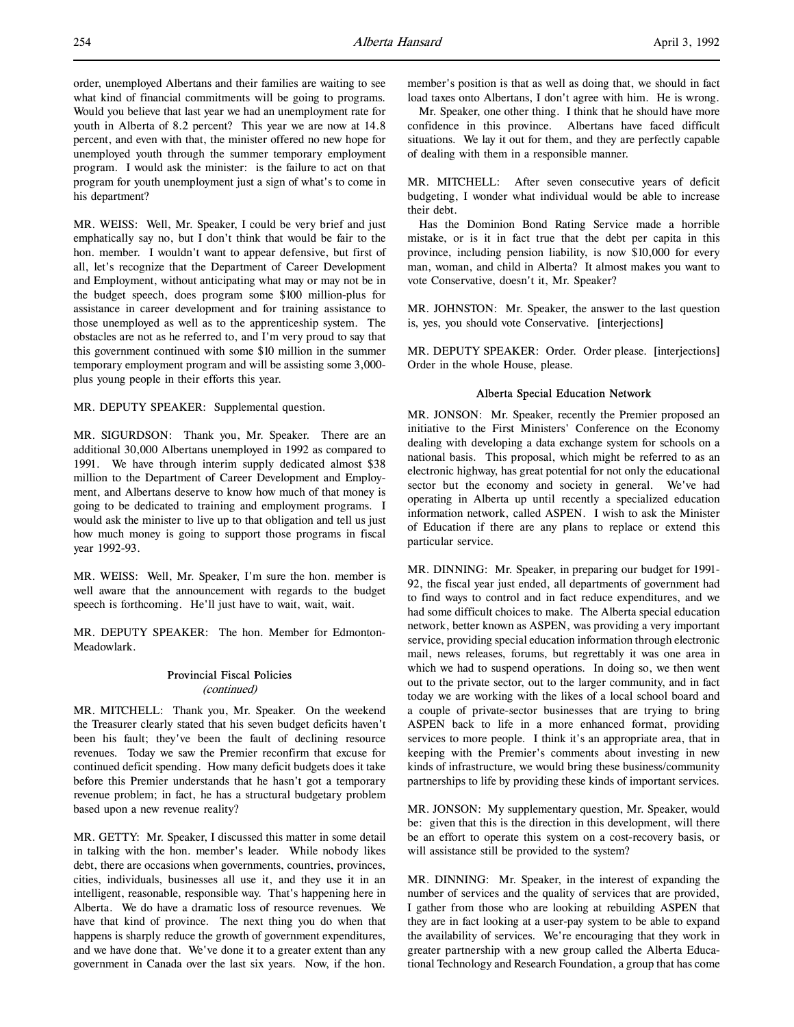order, unemployed Albertans and their families are waiting to see what kind of financial commitments will be going to programs. Would you believe that last year we had an unemployment rate for youth in Alberta of 8.2 percent? This year we are now at 14.8 percent, and even with that, the minister offered no new hope for unemployed youth through the summer temporary employment program. I would ask the minister: is the failure to act on that program for youth unemployment just a sign of what's to come in his department?

MR. WEISS: Well, Mr. Speaker, I could be very brief and just emphatically say no, but I don't think that would be fair to the hon. member. I wouldn't want to appear defensive, but first of all, let's recognize that the Department of Career Development and Employment, without anticipating what may or may not be in the budget speech, does program some $100 million-plus for assistance in career development and for training assistance to those unemployed as well as to the apprenticeship system. The obstacles are not as he referred to, and I'm very proud to say that this government continued with some $10 million in the summer temporary employment program and will be assisting some 3,000-plus young people in their efforts this year.

MR. DEPUTY SPEAKER: Supplemental question.

MR. SIGURDSON: Thank you, Mr. Speaker. There are an additional 30,000 Albertans unemployed in 1992 as compared to 1991. We have through interim supply dedicated almost $38 million to the Department of Career Development and Employment, and Albertans deserve to know how much of that money is going to be dedicated to training and employment programs. I would ask the minister to live up to that obligation and tell us just how much money is going to support those programs in fiscal year 1992-93.

MR. WEISS: Well, Mr. Speaker, I'm sure the hon. member is well aware that the announcement with regards to the budget speech is forthcoming. He'll just have to wait, wait, wait.

MR. DEPUTY SPEAKER: The hon. Member for Edmonton-Meadowlark.

### Provincial Fiscal Policies
*(continued)*

MR. MITCHELL: Thank you, Mr. Speaker. On the weekend the Treasurer clearly stated that his seven budget deficits haven't been his fault; they've been the fault of declining resource revenues. Today we saw the Premier reconfirm that excuse for continued deficit spending. How many deficit budgets does it take before this Premier understands that he hasn't got a temporary revenue problem; in fact, he has a structural budgetary problem based upon a new revenue reality?

MR. GETTY: Mr. Speaker, I discussed this matter in some detail in talking with the hon. member's leader. While nobody likes debt, there are occasions when governments, countries, provinces, cities, individuals, businesses all use it, and they use it in an intelligent, reasonable, responsible way. That's happening here in Alberta. We do have a dramatic loss of resource revenues. We have that kind of province. The next thing you do when that happens is sharply reduce the growth of government expenditures, and we have done that. We've done it to a greater extent than any government in Canada over the last six years. Now, if the hon. member's position is that as well as doing that, we should in fact load taxes onto Albertans, I don't agree with him. He is wrong.

Mr. Speaker, one other thing. I think that he should have more confidence in this province. Albertans have faced difficult situations. We lay it out for them, and they are perfectly capable of dealing with them in a responsible manner.

MR. MITCHELL: After seven consecutive years of deficit budgeting, I wonder what individual would be able to increase their debt.

Has the Dominion Bond Rating Service made a horrible mistake, or is it in fact true that the debt per capita in this province, including pension liability, is now $10,000 for every man, woman, and child in Alberta? It almost makes you want to vote Conservative, doesn't it, Mr. Speaker?

MR. JOHNSTON: Mr. Speaker, the answer to the last question is, yes, you should vote Conservative. [interjections]

MR. DEPUTY SPEAKER: Order. Order please. [interjections] Order in the whole House, please.

### Alberta Special Education Network

MR. JONSON: Mr. Speaker, recently the Premier proposed an initiative to the First Ministers' Conference on the Economy dealing with developing a data exchange system for schools on a national basis. This proposal, which might be referred to as an electronic highway, has great potential for not only the educational sector but the economy and society in general. We've had operating in Alberta up until recently a specialized education information network, called ASPEN. I wish to ask the Minister of Education if there are any plans to replace or extend this particular service.

MR. DINNING: Mr. Speaker, in preparing our budget for 1991-92, the fiscal year just ended, all departments of government had to find ways to control and in fact reduce expenditures, and we had some difficult choices to make. The Alberta special education network, better known as ASPEN, was providing a very important service, providing special education information through electronic mail, news releases, forums, but regrettably it was one area in which we had to suspend operations. In doing so, we then went out to the private sector, out to the larger community, and in fact today we are working with the likes of a local school board and a couple of private-sector businesses that are trying to bring ASPEN back to life in a more enhanced format, providing services to more people. I think it's an appropriate area, that in keeping with the Premier's comments about investing in new kinds of infrastructure, we would bring these business/community partnerships to life by providing these kinds of important services.

MR. JONSON: My supplementary question, Mr. Speaker, would be: given that this is the direction in this development, will there be an effort to operate this system on a cost-recovery basis, or will assistance still be provided to the system?

MR. DINNING: Mr. Speaker, in the interest of expanding the number of services and the quality of services that are provided, I gather from those who are looking at rebuilding ASPEN that they are in fact looking at a user-pay system to be able to expand the availability of services. We're encouraging that they work in greater partnership with a new group called the Alberta Educational Technology and Research Foundation, a group that has come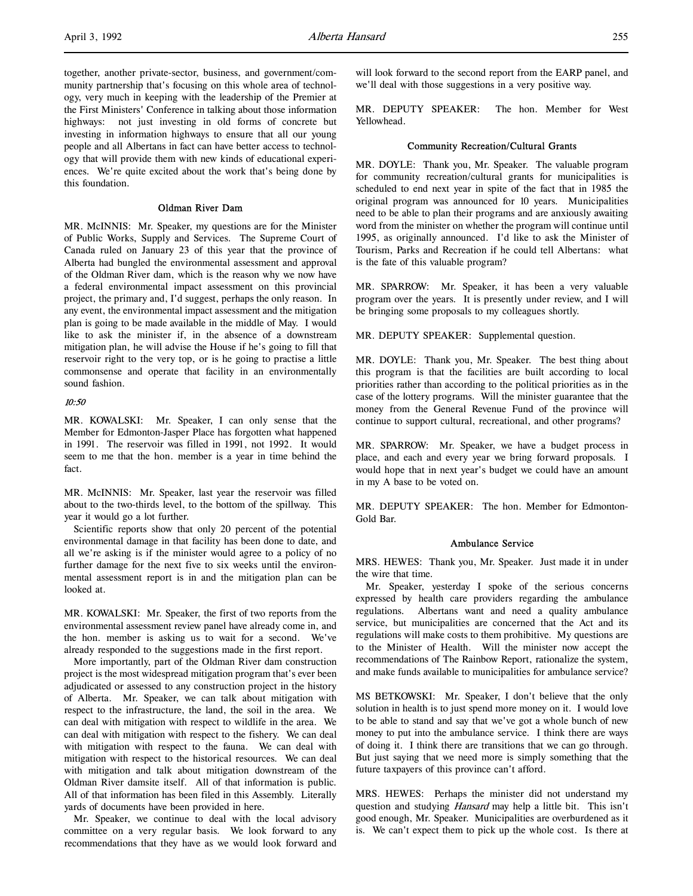together, another private-sector, business, and government/community partnership that's focusing on this whole area of technology, very much in keeping with the leadership of the Premier at the First Ministers' Conference in talking about those information highways: not just investing in old forms of concrete but investing in information highways to ensure that all our young people and all Albertans in fact can have better access to technology that will provide them with new kinds of educational experiences. We're quite excited about the work that's being done by this foundation.

### Oldman River Dam

MR. McINNIS: Mr. Speaker, my questions are for the Minister of Public Works, Supply and Services. The Supreme Court of Canada ruled on January 23 of this year that the province of Alberta had bungled the environmental assessment and approval of the Oldman River dam, which is the reason why we now have a federal environmental impact assessment on this provincial project, the primary and, I'd suggest, perhaps the only reason. In any event, the environmental impact assessment and the mitigation plan is going to be made available in the middle of May. I would like to ask the minister if, in the absence of a downstream mitigation plan, he will advise the House if he's going to fill that reservoir right to the very top, or is he going to practise a little commonsense and operate that facility in an environmentally sound fashion.

*10:50*

MR. KOWALSKI: Mr. Speaker, I can only sense that the Member for Edmonton-Jasper Place has forgotten what happened in 1991. The reservoir was filled in 1991, not 1992. It would seem to me that the hon. member is a year in time behind the fact.

MR. McINNIS: Mr. Speaker, last year the reservoir was filled about to the two-thirds level, to the bottom of the spillway. This year it would go a lot further.

Scientific reports show that only 20 percent of the potential environmental damage in that facility has been done to date, and all we're asking is if the minister would agree to a policy of no further damage for the next five to six weeks until the environmental assessment report is in and the mitigation plan can be looked at.

MR. KOWALSKI: Mr. Speaker, the first of two reports from the environmental assessment review panel have already come in, and the hon. member is asking us to wait for a second. We've already responded to the suggestions made in the first report.

More importantly, part of the Oldman River dam construction project is the most widespread mitigation program that's ever been adjudicated or assessed to any construction project in the history of Alberta. Mr. Speaker, we can talk about mitigation with respect to the infrastructure, the land, the soil in the area. We can deal with mitigation with respect to wildlife in the area. We can deal with mitigation with respect to the fishery. We can deal with mitigation with respect to the fauna. We can deal with mitigation with respect to the historical resources. We can deal with mitigation and talk about mitigation downstream of the Oldman River damsite itself. All of that information is public. All of that information has been filed in this Assembly. Literally yards of documents have been provided in here.

Mr. Speaker, we continue to deal with the local advisory committee on a very regular basis. We look forward to any recommendations that they have as we would look forward and will look forward to the second report from the EARP panel, and we'll deal with those suggestions in a very positive way.

MR. DEPUTY SPEAKER: The hon. Member for West Yellowhead.

### Community Recreation/Cultural Grants

MR. DOYLE: Thank you, Mr. Speaker. The valuable program for community recreation/cultural grants for municipalities is scheduled to end next year in spite of the fact that in 1985 the original program was announced for 10 years. Municipalities need to be able to plan their programs and are anxiously awaiting word from the minister on whether the program will continue until 1995, as originally announced. I'd like to ask the Minister of Tourism, Parks and Recreation if he could tell Albertans: what is the fate of this valuable program?

MR. SPARROW: Mr. Speaker, it has been a very valuable program over the years. It is presently under review, and I will be bringing some proposals to my colleagues shortly.

MR. DEPUTY SPEAKER: Supplemental question.

MR. DOYLE: Thank you, Mr. Speaker. The best thing about this program is that the facilities are built according to local priorities rather than according to the political priorities as in the case of the lottery programs. Will the minister guarantee that the money from the General Revenue Fund of the province will continue to support cultural, recreational, and other programs?

MR. SPARROW: Mr. Speaker, we have a budget process in place, and each and every year we bring forward proposals. I would hope that in next year's budget we could have an amount in my A base to be voted on.

MR. DEPUTY SPEAKER: The hon. Member for Edmonton-Gold Bar.

### Ambulance Service

MRS. HEWES: Thank you, Mr. Speaker. Just made it in under the wire that time.

Mr. Speaker, yesterday I spoke of the serious concerns expressed by health care providers regarding the ambulance regulations. Albertans want and need a quality ambulance service, but municipalities are concerned that the Act and its regulations will make costs to them prohibitive. My questions are to the Minister of Health. Will the minister now accept the recommendations of The Rainbow Report, rationalize the system, and make funds available to municipalities for ambulance service?

MS BETKOWSKI: Mr. Speaker, I don't believe that the only solution in health is to just spend more money on it. I would love to be able to stand and say that we've got a whole bunch of new money to put into the ambulance service. I think there are ways of doing it. I think there are transitions that we can go through. But just saying that we need more is simply something that the future taxpayers of this province can't afford.

MRS. HEWES: Perhaps the minister did not understand my question and studying *Hansard* may help a little bit. This isn't good enough, Mr. Speaker. Municipalities are overburdened as it is. We can't expect them to pick up the whole cost. Is there at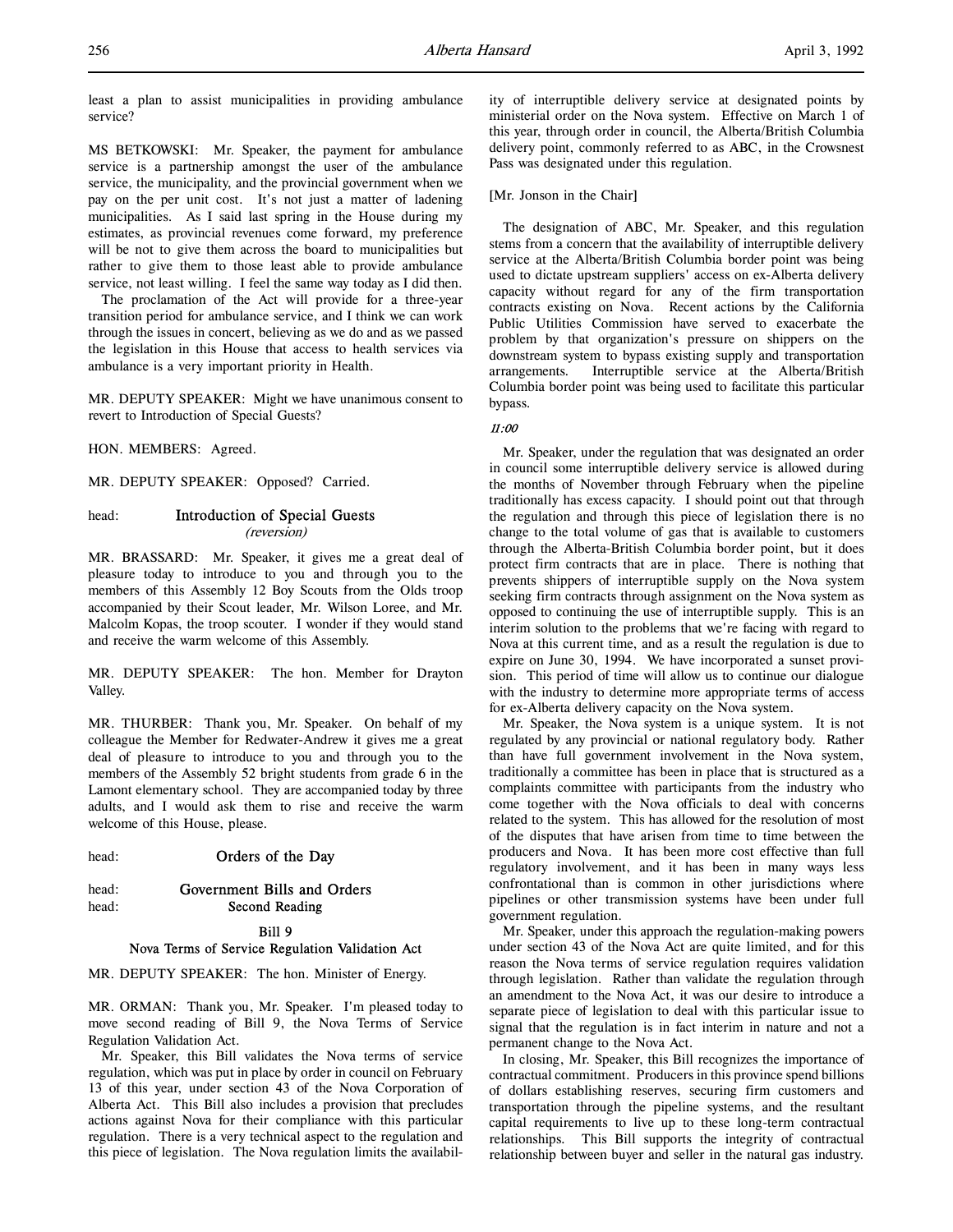least a plan to assist municipalities in providing ambulance service?

MS BETKOWSKI: Mr. Speaker, the payment for ambulance service is a partnership amongst the user of the ambulance service, the municipality, and the provincial government when we pay on the per unit cost. It's not just a matter of ladening municipalities. As I said last spring in the House during my estimates, as provincial revenues come forward, my preference will be not to give them across the board to municipalities but rather to give them to those least able to provide ambulance service, not least willing. I feel the same way today as I did then.

The proclamation of the Act will provide for a three-year transition period for ambulance service, and I think we can work through the issues in concert, believing as we do and as we passed the legislation in this House that access to health services via ambulance is a very important priority in Health.

MR. DEPUTY SPEAKER: Might we have unanimous consent to revert to Introduction of Special Guests?

HON. MEMBERS: Agreed.

MR. DEPUTY SPEAKER: Opposed? Carried.

## Introduction of Special Guests
*(reversion)*

MR. BRASSARD: Mr. Speaker, it gives me a great deal of pleasure today to introduce to you and through you to the members of this Assembly 12 Boy Scouts from the Olds troop accompanied by their Scout leader, Mr. Wilson Loree, and Mr. Malcolm Kopas, the troop scouter. I wonder if they would stand and receive the warm welcome of this Assembly.

MR. DEPUTY SPEAKER: The hon. Member for Drayton Valley.

MR. THURBER: Thank you, Mr. Speaker. On behalf of my colleague the Member for Redwater-Andrew it gives me a great deal of pleasure to introduce to you and through you to the members of the Assembly 52 bright students from grade 6 in the Lamont elementary school. They are accompanied today by three adults, and I would ask them to rise and receive the warm welcome of this House, please.

## Orders of the Day

## Government Bills and Orders
### Second Reading

### Bill 9
### Nova Terms of Service Regulation Validation Act

MR. DEPUTY SPEAKER: The hon. Minister of Energy.

MR. ORMAN: Thank you, Mr. Speaker. I'm pleased today to move second reading of Bill 9, the Nova Terms of Service Regulation Validation Act.

Mr. Speaker, this Bill validates the Nova terms of service regulation, which was put in place by order in council on February 13 of this year, under section 43 of the Nova Corporation of Alberta Act. This Bill also includes a provision that precludes actions against Nova for their compliance with this particular regulation. There is a very technical aspect to the regulation and this piece of legislation. The Nova regulation limits the availability of interruptible delivery service at designated points by ministerial order on the Nova system. Effective on March 1 of this year, through order in council, the Alberta/British Columbia delivery point, commonly referred to as ABC, in the Crowsnest Pass was designated under this regulation.

[Mr. Jonson in the Chair]

The designation of ABC, Mr. Speaker, and this regulation stems from a concern that the availability of interruptible delivery service at the Alberta/British Columbia border point was being used to dictate upstream suppliers' access on ex-Alberta delivery capacity without regard for any of the firm transportation contracts existing on Nova. Recent actions by the California Public Utilities Commission have served to exacerbate the problem by that organization's pressure on shippers on the downstream system to bypass existing supply and transportation arrangements. Interruptible service at the Alberta/British Columbia border point was being used to facilitate this particular bypass.

*11:00*

Mr. Speaker, under the regulation that was designated an order in council some interruptible delivery service is allowed during the months of November through February when the pipeline traditionally has excess capacity. I should point out that through the regulation and through this piece of legislation there is no change to the total volume of gas that is available to customers through the Alberta-British Columbia border point, but it does protect firm contracts that are in place. There is nothing that prevents shippers of interruptible supply on the Nova system seeking firm contracts through assignment on the Nova system as opposed to continuing the use of interruptible supply. This is an interim solution to the problems that we're facing with regard to Nova at this current time, and as a result the regulation is due to expire on June 30, 1994. We have incorporated a sunset provision. This period of time will allow us to continue our dialogue with the industry to determine more appropriate terms of access for ex-Alberta delivery capacity on the Nova system.

Mr. Speaker, the Nova system is a unique system. It is not regulated by any provincial or national regulatory body. Rather than have full government involvement in the Nova system, traditionally a committee has been in place that is structured as a complaints committee with participants from the industry who come together with the Nova officials to deal with concerns related to the system. This has allowed for the resolution of most of the disputes that have arisen from time to time between the producers and Nova. It has been more cost effective than full regulatory involvement, and it has been in many ways less confrontational than is common in other jurisdictions where pipelines or other transmission systems have been under full government regulation.

Mr. Speaker, under this approach the regulation-making powers under section 43 of the Nova Act are quite limited, and for this reason the Nova terms of service regulation requires validation through legislation. Rather than validate the regulation through an amendment to the Nova Act, it was our desire to introduce a separate piece of legislation to deal with this particular issue to signal that the regulation is in fact interim in nature and not a permanent change to the Nova Act.

In closing, Mr. Speaker, this Bill recognizes the importance of contractual commitment. Producers in this province spend billions of dollars establishing reserves, securing firm customers and transportation through the pipeline systems, and the resultant capital requirements to live up to these long-term contractual relationships. This Bill supports the integrity of contractual relationship between buyer and seller in the natural gas industry.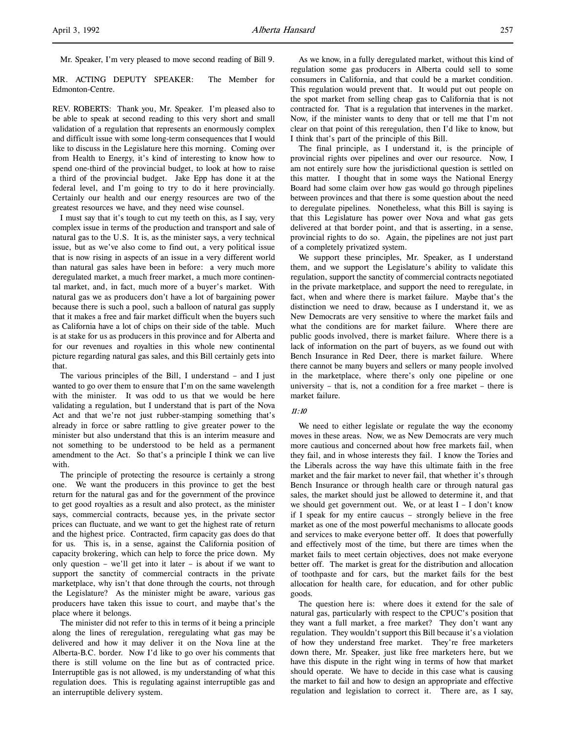Mr. Speaker, I'm very pleased to move second reading of Bill 9.

MR. ACTING DEPUTY SPEAKER: The Member for Edmonton-Centre.

REV. ROBERTS: Thank you, Mr. Speaker. I'm pleased also to be able to speak at second reading to this very short and small validation of a regulation that represents an enormously complex and difficult issue with some long-term consequences that I would like to discuss in the Legislature here this morning. Coming over from Health to Energy, it's kind of interesting to know how to spend one-third of the provincial budget, to look at how to raise a third of the provincial budget. Jake Epp has done it at the federal level, and I'm going to try to do it here provincially. Certainly our health and our energy resources are two of the greatest resources we have, and they need wise counsel.

I must say that it's tough to cut my teeth on this, as I say, very complex issue in terms of the production and transport and sale of natural gas to the U.S. It is, as the minister says, a very technical issue, but as we've also come to find out, a very political issue that is now rising in aspects of an issue in a very different world than natural gas sales have been in before: a very much more deregulated market, a much freer market, a much more continental market, and, in fact, much more of a buyer's market. With natural gas we as producers don't have a lot of bargaining power because there is such a pool, such a balloon of natural gas supply that it makes a free and fair market difficult when the buyers such as California have a lot of chips on their side of the table. Much is at stake for us as producers in this province and for Alberta and for our revenues and royalties in this whole new continental picture regarding natural gas sales, and this Bill certainly gets into that.

The various principles of the Bill, I understand – and I just wanted to go over them to ensure that I'm on the same wavelength with the minister. It was odd to us that we would be here validating a regulation, but I understand that is part of the Nova Act and that we're not just rubber-stamping something that's already in force or sabre rattling to give greater power to the minister but also understand that this is an interim measure and not something to be understood to be held as a permanent amendment to the Act. So that's a principle I think we can live with.

The principle of protecting the resource is certainly a strong one. We want the producers in this province to get the best return for the natural gas and for the government of the province to get good royalties as a result and also protect, as the minister says, commercial contracts, because yes, in the private sector prices can fluctuate, and we want to get the highest rate of return and the highest price. Contracted, firm capacity gas does do that for us. This is, in a sense, against the California position of capacity brokering, which can help to force the price down. My only question – we'll get into it later – is about if we want to support the sanctity of commercial contracts in the private marketplace, why isn't that done through the courts, not through the Legislature? As the minister might be aware, various gas producers have taken this issue to court, and maybe that's the place where it belongs.

The minister did not refer to this in terms of it being a principle along the lines of reregulation, reregulating what gas may be delivered and how it may deliver it on the Nova line at the Alberta-B.C. border. Now I'd like to go over his comments that there is still volume on the line but as of contracted price. Interruptible gas is not allowed, is my understanding of what this regulation does. This is regulating against interruptible gas and an interruptible delivery system.

As we know, in a fully deregulated market, without this kind of regulation some gas producers in Alberta could sell to some consumers in California, and that could be a market condition. This regulation would prevent that. It would put out people on the spot market from selling cheap gas to California that is not contracted for. That is a regulation that intervenes in the market. Now, if the minister wants to deny that or tell me that I'm not clear on that point of this reregulation, then I'd like to know, but I think that's part of the principle of this Bill.

The final principle, as I understand it, is the principle of provincial rights over pipelines and over our resource. Now, I am not entirely sure how the jurisdictional question is settled on this matter. I thought that in some ways the National Energy Board had some claim over how gas would go through pipelines between provinces and that there is some question about the need to deregulate pipelines. Nonetheless, what this Bill is saying is that this Legislature has power over Nova and what gas gets delivered at that border point, and that is asserting, in a sense, provincial rights to do so. Again, the pipelines are not just part of a completely privatized system.

We support these principles, Mr. Speaker, as I understand them, and we support the Legislature's ability to validate this regulation, support the sanctity of commercial contracts negotiated in the private marketplace, and support the need to reregulate, in fact, when and where there is market failure. Maybe that's the distinction we need to draw, because as I understand it, we as New Democrats are very sensitive to where the market fails and what the conditions are for market failure. Where there are public goods involved, there is market failure. Where there is a lack of information on the part of buyers, as we found out with Bench Insurance in Red Deer, there is market failure. Where there cannot be many buyers and sellers or many people involved in the marketplace, where there's only one pipeline or one university – that is, not a condition for a free market – there is market failure.

*11:10*

We need to either legislate or regulate the way the economy moves in these areas. Now, we as New Democrats are very much more cautious and concerned about how free markets fail, when they fail, and in whose interests they fail. I know the Tories and the Liberals across the way have this ultimate faith in the free market and the fair market to never fail, that whether it's through Bench Insurance or through health care or through natural gas sales, the market should just be allowed to determine it, and that we should get government out. We, or at least I – I don't know if I speak for my entire caucus – strongly believe in the free market as one of the most powerful mechanisms to allocate goods and services to make everyone better off. It does that powerfully and effectively most of the time, but there are times when the market fails to meet certain objectives, does not make everyone better off. The market is great for the distribution and allocation of toothpaste and for cars, but the market fails for the best allocation for health care, for education, and for other public goods.

The question here is: where does it extend for the sale of natural gas, particularly with respect to the CPUC's position that they want a full market, a free market? They don't want any regulation. They wouldn't support this Bill because it's a violation of how they understand free market. They're free marketers down there, Mr. Speaker, just like free marketers here, but we have this dispute in the right wing in terms of how that market should operate. We have to decide in this case what is causing the market to fail and how to design an appropriate and effective regulation and legislation to correct it. There are, as I say,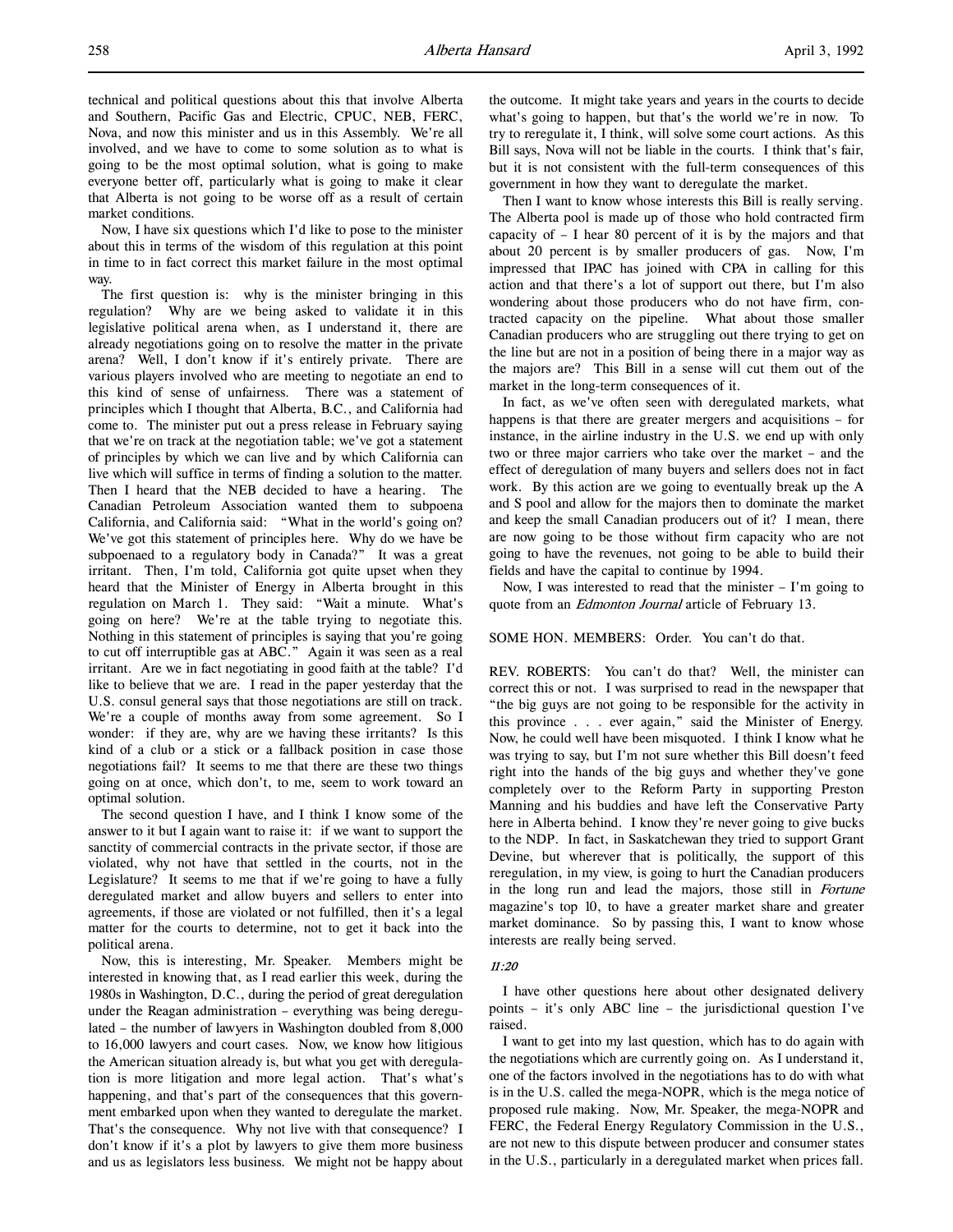technical and political questions about this that involve Alberta and Southern, Pacific Gas and Electric, CPUC, NEB, FERC, Nova, and now this minister and us in this Assembly. We're all involved, and we have to come to some solution as to what is going to be the most optimal solution, what is going to make everyone better off, particularly what is going to make it clear that Alberta is not going to be worse off as a result of certain market conditions.

Now, I have six questions which I'd like to pose to the minister about this in terms of the wisdom of this regulation at this point in time to in fact correct this market failure in the most optimal way.

The first question is: why is the minister bringing in this regulation? Why are we being asked to validate it in this legislative political arena when, as I understand it, there are already negotiations going on to resolve the matter in the private arena? Well, I don't know if it's entirely private. There are various players involved who are meeting to negotiate an end to this kind of sense of unfairness. There was a statement of principles which I thought that Alberta, B.C., and California had come to. The minister put out a press release in February saying that we're on track at the negotiation table; we've got a statement of principles by which we can live and by which California can live which will suffice in terms of finding a solution to the matter. Then I heard that the NEB decided to have a hearing. The Canadian Petroleum Association wanted them to subpoena California, and California said: "What in the world's going on? We've got this statement of principles here. Why do we have be subpoenaed to a regulatory body in Canada?" It was a great irritant. Then, I'm told, California got quite upset when they heard that the Minister of Energy in Alberta brought in this regulation on March 1. They said: "Wait a minute. What's going on here? We're at the table trying to negotiate this. Nothing in this statement of principles is saying that you're going to cut off interruptible gas at ABC." Again it was seen as a real irritant. Are we in fact negotiating in good faith at the table? I'd like to believe that we are. I read in the paper yesterday that the U.S. consul general says that those negotiations are still on track. We're a couple of months away from some agreement. So I wonder: if they are, why are we having these irritants? Is this kind of a club or a stick or a fallback position in case those negotiations fail? It seems to me that there are these two things going on at once, which don't, to me, seem to work toward an optimal solution.

The second question I have, and I think I know some of the answer to it but I again want to raise it: if we want to support the sanctity of commercial contracts in the private sector, if those are violated, why not have that settled in the courts, not in the Legislature? It seems to me that if we're going to have a fully deregulated market and allow buyers and sellers to enter into agreements, if those are violated or not fulfilled, then it's a legal matter for the courts to determine, not to get it back into the political arena.

Now, this is interesting, Mr. Speaker. Members might be interested in knowing that, as I read earlier this week, during the 1980s in Washington, D.C., during the period of great deregulation under the Reagan administration – everything was being deregulated – the number of lawyers in Washington doubled from 8,000 to 16,000 lawyers and court cases. Now, we know how litigious the American situation already is, but what you get with deregulation is more litigation and more legal action. That's what's happening, and that's part of the consequences that this government embarked upon when they wanted to deregulate the market. That's the consequence. Why not live with that consequence? I don't know if it's a plot by lawyers to give them more business and us as legislators less business. We might not be happy about the outcome. It might take years and years in the courts to decide what's going to happen, but that's the world we're in now. To try to reregulate it, I think, will solve some court actions. As this Bill says, Nova will not be liable in the courts. I think that's fair, but it is not consistent with the full-term consequences of this government in how they want to deregulate the market.

Then I want to know whose interests this Bill is really serving. The Alberta pool is made up of those who hold contracted firm capacity of – I hear 80 percent of it is by the majors and that about 20 percent is by smaller producers of gas. Now, I'm impressed that IPAC has joined with CPA in calling for this action and that there's a lot of support out there, but I'm also wondering about those producers who do not have firm, contracted capacity on the pipeline. What about those smaller Canadian producers who are struggling out there trying to get on the line but are not in a position of being there in a major way as the majors are? This Bill in a sense will cut them out of the market in the long-term consequences of it.

In fact, as we've often seen with deregulated markets, what happens is that there are greater mergers and acquisitions – for instance, in the airline industry in the U.S. we end up with only two or three major carriers who take over the market – and the effect of deregulation of many buyers and sellers does not in fact work. By this action are we going to eventually break up the A and S pool and allow for the majors then to dominate the market and keep the small Canadian producers out of it? I mean, there are now going to be those without firm capacity who are not going to have the revenues, not going to be able to build their fields and have the capital to continue by 1994.

Now, I was interested to read that the minister – I'm going to quote from an *Edmonton Journal* article of February 13.

SOME HON. MEMBERS: Order. You can't do that.

REV. ROBERTS: You can't do that? Well, the minister can correct this or not. I was surprised to read in the newspaper that "the big guys are not going to be responsible for the activity in this province . . . ever again," said the Minister of Energy. Now, he could well have been misquoted. I think I know what he was trying to say, but I'm not sure whether this Bill doesn't feed right into the hands of the big guys and whether they've gone completely over to the Reform Party in supporting Preston Manning and his buddies and have left the Conservative Party here in Alberta behind. I know they're never going to give bucks to the NDP. In fact, in Saskatchewan they tried to support Grant Devine, but wherever that is politically, the support of this reregulation, in my view, is going to hurt the Canadian producers in the long run and lead the majors, those still in *Fortune* magazine's top 10, to have a greater market share and greater market dominance. So by passing this, I want to know whose interests are really being served.

*11:20*

I have other questions here about other designated delivery points – it's only ABC line – the jurisdictional question I've raised.

I want to get into my last question, which has to do again with the negotiations which are currently going on. As I understand it, one of the factors involved in the negotiations has to do with what is in the U.S. called the mega-NOPR, which is the mega notice of proposed rule making. Now, Mr. Speaker, the mega-NOPR and FERC, the Federal Energy Regulatory Commission in the U.S., are not new to this dispute between producer and consumer states in the U.S., particularly in a deregulated market when prices fall.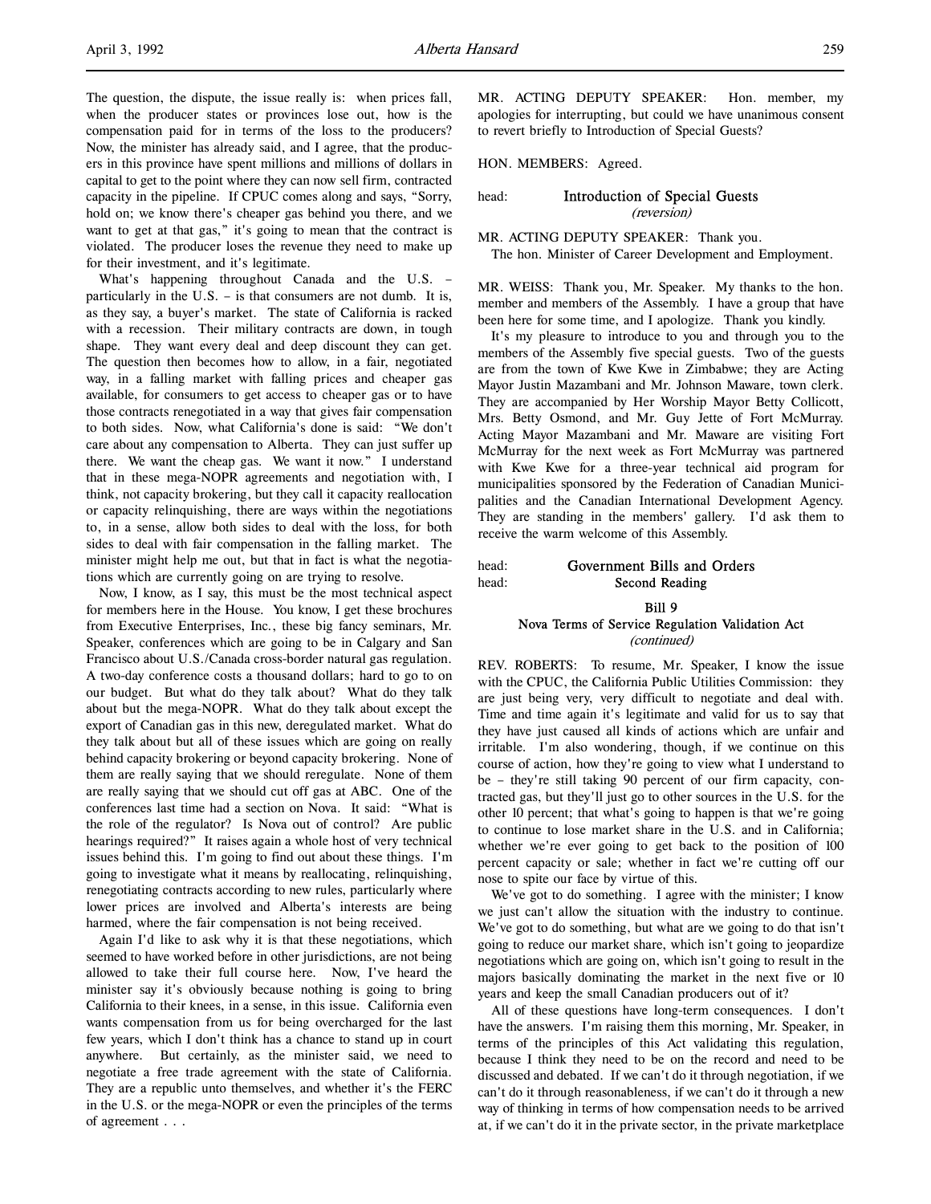The question, the dispute, the issue really is: when prices fall, when the producer states or provinces lose out, how is the compensation paid for in terms of the loss to the producers? Now, the minister has already said, and I agree, that the producers in this province have spent millions and millions of dollars in capital to get to the point where they can now sell firm, contracted capacity in the pipeline. If CPUC comes along and says, "Sorry, hold on; we know there's cheaper gas behind you there, and we want to get at that gas," it's going to mean that the contract is violated. The producer loses the revenue they need to make up for their investment, and it's legitimate.

What's happening throughout Canada and the U.S. – particularly in the U.S. – is that consumers are not dumb. It is, as they say, a buyer's market. The state of California is racked with a recession. Their military contracts are down, in tough shape. They want every deal and deep discount they can get. The question then becomes how to allow, in a fair, negotiated way, in a falling market with falling prices and cheaper gas available, for consumers to get access to cheaper gas or to have those contracts renegotiated in a way that gives fair compensation to both sides. Now, what California's done is said: "We don't care about any compensation to Alberta. They can just suffer up there. We want the cheap gas. We want it now." I understand that in these mega-NOPR agreements and negotiation with, I think, not capacity brokering, but they call it capacity reallocation or capacity relinquishing, there are ways within the negotiations to, in a sense, allow both sides to deal with the loss, for both sides to deal with fair compensation in the falling market. The minister might help me out, but that in fact is what the negotiations which are currently going on are trying to resolve.

Now, I know, as I say, this must be the most technical aspect for members here in the House. You know, I get these brochures from Executive Enterprises, Inc., these big fancy seminars, Mr. Speaker, conferences which are going to be in Calgary and San Francisco about U.S./Canada cross-border natural gas regulation. A two-day conference costs a thousand dollars; hard to go to on our budget. But what do they talk about? What do they talk about but the mega-NOPR. What do they talk about except the export of Canadian gas in this new, deregulated market. What do they talk about but all of these issues which are going on really behind capacity brokering or beyond capacity brokering. None of them are really saying that we should reregulate. None of them are really saying that we should cut off gas at ABC. One of the conferences last time had a section on Nova. It said: "What is the role of the regulator? Is Nova out of control? Are public hearings required?" It raises again a whole host of very technical issues behind this. I'm going to find out about these things. I'm going to investigate what it means by reallocating, relinquishing, renegotiating contracts according to new rules, particularly where lower prices are involved and Alberta's interests are being harmed, where the fair compensation is not being received.

Again I'd like to ask why it is that these negotiations, which seemed to have worked before in other jurisdictions, are not being allowed to take their full course here. Now, I've heard the minister say it's obviously because nothing is going to bring California to their knees, in a sense, in this issue. California even wants compensation from us for being overcharged for the last few years, which I don't think has a chance to stand up in court anywhere. But certainly, as the minister said, we need to negotiate a free trade agreement with the state of California. They are a republic unto themselves, and whether it's the FERC in the U.S. or the mega-NOPR or even the principles of the terms of agreement . . .

MR. ACTING DEPUTY SPEAKER: Hon. member, my apologies for interrupting, but could we have unanimous consent to revert briefly to Introduction of Special Guests?

HON. MEMBERS: Agreed.

head: **Introduction of Special Guests**
*(reversion)*

MR. ACTING DEPUTY SPEAKER: Thank you.
The hon. Minister of Career Development and Employment.

MR. WEISS: Thank you, Mr. Speaker. My thanks to the hon. member and members of the Assembly. I have a group that have been here for some time, and I apologize. Thank you kindly.

It's my pleasure to introduce to you and through you to the members of the Assembly five special guests. Two of the guests are from the town of Kwe Kwe in Zimbabwe; they are Acting Mayor Justin Mazambani and Mr. Johnson Maware, town clerk. They are accompanied by Her Worship Mayor Betty Collicott, Mrs. Betty Osmond, and Mr. Guy Jette of Fort McMurray. Acting Mayor Mazambani and Mr. Maware are visiting Fort McMurray for the next week as Fort McMurray was partnered with Kwe Kwe for a three-year technical aid program for municipalities sponsored by the Federation of Canadian Municipalities and the Canadian International Development Agency. They are standing in the members' gallery. I'd ask them to receive the warm welcome of this Assembly.

head: **Government Bills and Orders**
head: **Second Reading**

**Bill 9**
**Nova Terms of Service Regulation Validation Act**
*(continued)*

REV. ROBERTS: To resume, Mr. Speaker, I know the issue with the CPUC, the California Public Utilities Commission: they are just being very, very difficult to negotiate and deal with. Time and time again it's legitimate and valid for us to say that they have just caused all kinds of actions which are unfair and irritable. I'm also wondering, though, if we continue on this course of action, how they're going to view what I understand to be – they're still taking 90 percent of our firm capacity, contracted gas, but they'll just go to other sources in the U.S. for the other 10 percent; that what's going to happen is that we're going to continue to lose market share in the U.S. and in California; whether we're ever going to get back to the position of 100 percent capacity or sale; whether in fact we're cutting off our nose to spite our face by virtue of this.

We've got to do something. I agree with the minister; I know we just can't allow the situation with the industry to continue. We've got to do something, but what are we going to do that isn't going to reduce our market share, which isn't going to jeopardize negotiations which are going on, which isn't going to result in the majors basically dominating the market in the next five or 10 years and keep the small Canadian producers out of it?

All of these questions have long-term consequences. I don't have the answers. I'm raising them this morning, Mr. Speaker, in terms of the principles of this Act validating this regulation, because I think they need to be on the record and need to be discussed and debated. If we can't do it through negotiation, if we can't do it through reasonableness, if we can't do it through a new way of thinking in terms of how compensation needs to be arrived at, if we can't do it in the private sector, in the private marketplace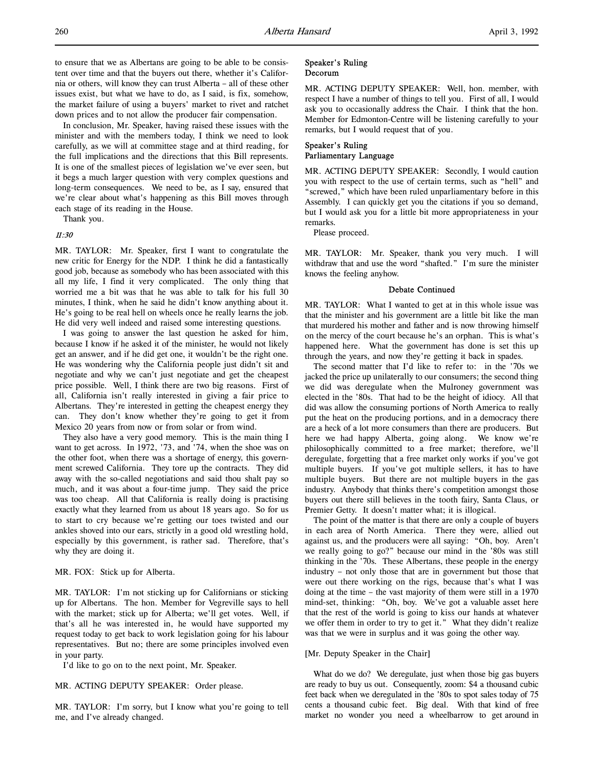to ensure that we as Albertans are going to be able to be consistent over time and that the buyers out there, whether it's California or others, will know they can trust Alberta – all of these other issues exist, but what we have to do, as I said, is fix, somehow, the market failure of using a buyers' market to rivet and ratchet down prices and to not allow the producer fair compensation.

In conclusion, Mr. Speaker, having raised these issues with the minister and with the members today, I think we need to look carefully, as we will at committee stage and at third reading, for the full implications and the directions that this Bill represents. It is one of the smallest pieces of legislation we've ever seen, but it begs a much larger question with very complex questions and long-term consequences. We need to be, as I say, ensured that we're clear about what's happening as this Bill moves through each stage of its reading in the House.

Thank you.

*11:30*

MR. TAYLOR: Mr. Speaker, first I want to congratulate the new critic for Energy for the NDP. I think he did a fantastically good job, because as somebody who has been associated with this all my life, I find it very complicated. The only thing that worried me a bit was that he was able to talk for his full 30 minutes, I think, when he said he didn't know anything about it. He's going to be real hell on wheels once he really learns the job. He did very well indeed and raised some interesting questions.

I was going to answer the last question he asked for him, because I know if he asked it of the minister, he would not likely get an answer, and if he did get one, it wouldn't be the right one. He was wondering why the California people just didn't sit and negotiate and why we can't just negotiate and get the cheapest price possible. Well, I think there are two big reasons. First of all, California isn't really interested in giving a fair price to Albertans. They're interested in getting the cheapest energy they can. They don't know whether they're going to get it from Mexico 20 years from now or from solar or from wind.

They also have a very good memory. This is the main thing I want to get across. In 1972, '73, and '74, when the shoe was on the other foot, when there was a shortage of energy, this government screwed California. They tore up the contracts. They did away with the so-called negotiations and said thou shalt pay so much, and it was about a four-time jump. They said the price was too cheap. All that California is really doing is practising exactly what they learned from us about 18 years ago. So for us to start to cry because we're getting our toes twisted and our ankles shoved into our ears, strictly in a good old wrestling hold, especially by this government, is rather sad. Therefore, that's why they are doing it.

MR. FOX: Stick up for Alberta.

MR. TAYLOR: I'm not sticking up for Californians or sticking up for Albertans. The hon. Member for Vegreville says to hell with the market; stick up for Alberta; we'll get votes. Well, if that's all he was interested in, he would have supported my request today to get back to work legislation going for his labour representatives. But no; there are some principles involved even in your party.

I'd like to go on to the next point, Mr. Speaker.

MR. ACTING DEPUTY SPEAKER: Order please.

MR. TAYLOR: I'm sorry, but I know what you're going to tell me, and I've already changed.

### Speaker's Ruling
### Decorum

MR. ACTING DEPUTY SPEAKER: Well, hon. member, with respect I have a number of things to tell you. First of all, I would ask you to occasionally address the Chair. I think that the hon. Member for Edmonton-Centre will be listening carefully to your remarks, but I would request that of you.

### Speaker's Ruling
### Parliamentary Language

MR. ACTING DEPUTY SPEAKER: Secondly, I would caution you with respect to the use of certain terms, such as "hell" and "screwed," which have been ruled unparliamentary before in this Assembly. I can quickly get you the citations if you so demand, but I would ask you for a little bit more appropriateness in your remarks.

Please proceed.

MR. TAYLOR: Mr. Speaker, thank you very much. I will withdraw that and use the word "shafted." I'm sure the minister knows the feeling anyhow.

### Debate Continued

MR. TAYLOR: What I wanted to get at in this whole issue was that the minister and his government are a little bit like the man that murdered his mother and father and is now throwing himself on the mercy of the court because he's an orphan. This is what's happened here. What the government has done is set this up through the years, and now they're getting it back in spades.

The second matter that I'd like to refer to: in the '70s we jacked the price up unilaterally to our consumers; the second thing we did was deregulate when the Mulroney government was elected in the '80s. That had to be the height of idiocy. All that did was allow the consuming portions of North America to really put the heat on the producing portions, and in a democracy there are a heck of a lot more consumers than there are producers. But here we had happy Alberta, going along. We know we're philosophically committed to a free market; therefore, we'll deregulate, forgetting that a free market only works if you've got multiple buyers. If you've got multiple sellers, it has to have multiple buyers. But there are not multiple buyers in the gas industry. Anybody that thinks there's competition amongst those buyers out there still believes in the tooth fairy, Santa Claus, or Premier Getty. It doesn't matter what; it is illogical.

The point of the matter is that there are only a couple of buyers in each area of North America. There they were, allied out against us, and the producers were all saying: "Oh, boy. Aren't we really going to go?" because our mind in the '80s was still thinking in the '70s. These Albertans, these people in the energy industry – not only those that are in government but those that were out there working on the rigs, because that's what I was doing at the time – the vast majority of them were still in a 1970 mind-set, thinking: "Oh, boy. We've got a valuable asset here that the rest of the world is going to kiss our hands at whatever we offer them in order to try to get it." What they didn't realize was that we were in surplus and it was going the other way.

[Mr. Deputy Speaker in the Chair]

What do we do? We deregulate, just when those big gas buyers are ready to buy us out. Consequently, zoom: $4 a thousand cubic feet back when we deregulated in the '80s to spot sales today of 75 cents a thousand cubic feet. Big deal. With that kind of free market no wonder you need a wheelbarrow to get around in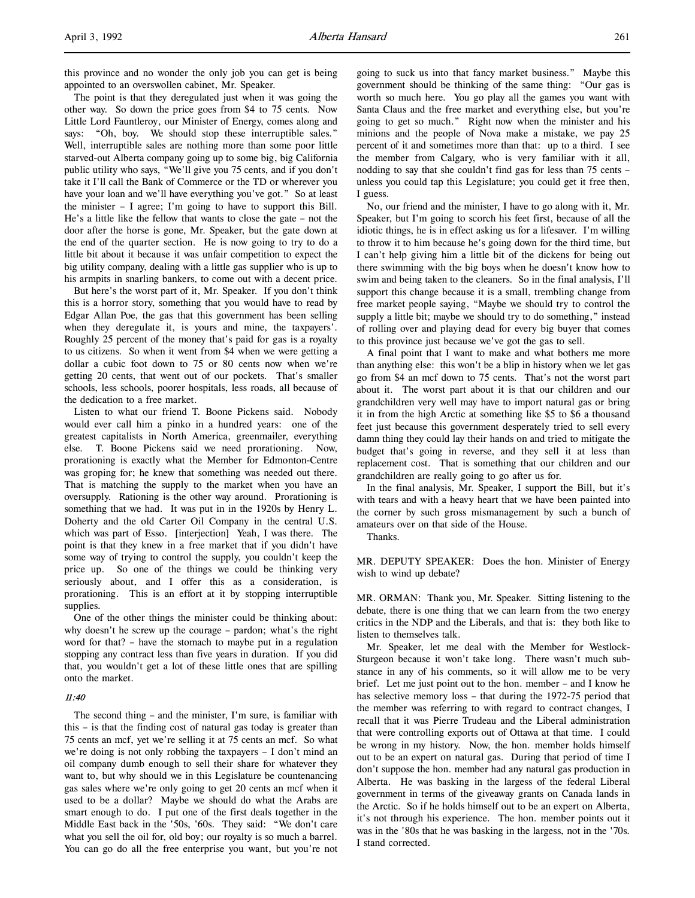this province and no wonder the only job you can get is being appointed to an overswollen cabinet, Mr. Speaker.

The point is that they deregulated just when it was going the other way. So down the price goes from $4 to 75 cents. Now Little Lord Fauntleroy, our Minister of Energy, comes along and says: "Oh, boy. We should stop these interruptible sales." Well, interruptible sales are nothing more than some poor little starved-out Alberta company going up to some big, big California public utility who says, "We'll give you 75 cents, and if you don't take it I'll call the Bank of Commerce or the TD or wherever you have your loan and we'll have everything you've got." So at least the minister – I agree; I'm going to have to support this Bill. He's a little like the fellow that wants to close the gate – not the door after the horse is gone, Mr. Speaker, but the gate down at the end of the quarter section. He is now going to try to do a little bit about it because it was unfair competition to expect the big utility company, dealing with a little gas supplier who is up to his armpits in snarling bankers, to come out with a decent price.

But here's the worst part of it, Mr. Speaker. If you don't think this is a horror story, something that you would have to read by Edgar Allan Poe, the gas that this government has been selling when they deregulate it, is yours and mine, the taxpayers'. Roughly 25 percent of the money that's paid for gas is a royalty to us citizens. So when it went from $4 when we were getting a dollar a cubic foot down to 75 or 80 cents now when we're getting 20 cents, that went out of our pockets. That's smaller schools, less schools, poorer hospitals, less roads, all because of the dedication to a free market.

Listen to what our friend T. Boone Pickens said. Nobody would ever call him a pinko in a hundred years: one of the greatest capitalists in North America, greenmailer, everything else. T. Boone Pickens said we need prorationing. Now, prorationing is exactly what the Member for Edmonton-Centre was groping for; he knew that something was needed out there. That is matching the supply to the market when you have an oversupply. Rationing is the other way around. Prorationing is something that we had. It was put in in the 1920s by Henry L. Doherty and the old Carter Oil Company in the central U.S. which was part of Esso. [interjection] Yeah, I was there. The point is that they knew in a free market that if you didn't have some way of trying to control the supply, you couldn't keep the price up. So one of the things we could be thinking very seriously about, and I offer this as a consideration, is prorationing. This is an effort at it by stopping interruptible supplies.

One of the other things the minister could be thinking about: why doesn't he screw up the courage – pardon; what's the right word for that? – have the stomach to maybe put in a regulation stopping any contract less than five years in duration. If you did that, you wouldn't get a lot of these little ones that are spilling onto the market.

*11:40*

The second thing – and the minister, I'm sure, is familiar with this – is that the finding cost of natural gas today is greater than 75 cents an mcf, yet we're selling it at 75 cents an mcf. So what we're doing is not only robbing the taxpayers – I don't mind an oil company dumb enough to sell their share for whatever they want to, but why should we in this Legislature be countenancing gas sales where we're only going to get 20 cents an mcf when it used to be a dollar? Maybe we should do what the Arabs are smart enough to do. I put one of the first deals together in the Middle East back in the '50s, '60s. They said: "We don't care what you sell the oil for, old boy; our royalty is so much a barrel. You can go do all the free enterprise you want, but you're not going to suck us into that fancy market business." Maybe this government should be thinking of the same thing: "Our gas is worth so much here. You go play all the games you want with Santa Claus and the free market and everything else, but you're going to get so much." Right now when the minister and his minions and the people of Nova make a mistake, we pay 25 percent of it and sometimes more than that: up to a third. I see the member from Calgary, who is very familiar with it all, nodding to say that she couldn't find gas for less than 75 cents – unless you could tap this Legislature; you could get it free then, I guess.

No, our friend and the minister, I have to go along with it, Mr. Speaker, but I'm going to scorch his feet first, because of all the idiotic things, he is in effect asking us for a lifesaver. I'm willing to throw it to him because he's going down for the third time, but I can't help giving him a little bit of the dickens for being out there swimming with the big boys when he doesn't know how to swim and being taken to the cleaners. So in the final analysis, I'll support this change because it is a small, trembling change from free market people saying, "Maybe we should try to control the supply a little bit; maybe we should try to do something," instead of rolling over and playing dead for every big buyer that comes to this province just because we've got the gas to sell.

A final point that I want to make and what bothers me more than anything else: this won't be a blip in history when we let gas go from $4 an mcf down to 75 cents. That's not the worst part about it. The worst part about it is that our children and our grandchildren very well may have to import natural gas or bring it in from the high Arctic at something like $5 to $6 a thousand feet just because this government desperately tried to sell every damn thing they could lay their hands on and tried to mitigate the budget that's going in reverse, and they sell it at less than replacement cost. That is something that our children and our grandchildren are really going to go after us for.

In the final analysis, Mr. Speaker, I support the Bill, but it's with tears and with a heavy heart that we have been painted into the corner by such gross mismanagement by such a bunch of amateurs over on that side of the House.

Thanks.

MR. DEPUTY SPEAKER: Does the hon. Minister of Energy wish to wind up debate?

MR. ORMAN: Thank you, Mr. Speaker. Sitting listening to the debate, there is one thing that we can learn from the two energy critics in the NDP and the Liberals, and that is: they both like to listen to themselves talk.

Mr. Speaker, let me deal with the Member for Westlock-Sturgeon because it won't take long. There wasn't much substance in any of his comments, so it will allow me to be very brief. Let me just point out to the hon. member – and I know he has selective memory loss – that during the 1972-75 period that the member was referring to with regard to contract changes, I recall that it was Pierre Trudeau and the Liberal administration that were controlling exports out of Ottawa at that time. I could be wrong in my history. Now, the hon. member holds himself out to be an expert on natural gas. During that period of time I don't suppose the hon. member had any natural gas production in Alberta. He was basking in the largess of the federal Liberal government in terms of the giveaway grants on Canada lands in the Arctic. So if he holds himself out to be an expert on Alberta, it's not through his experience. The hon. member points out it was in the '80s that he was basking in the largess, not in the '70s. I stand corrected.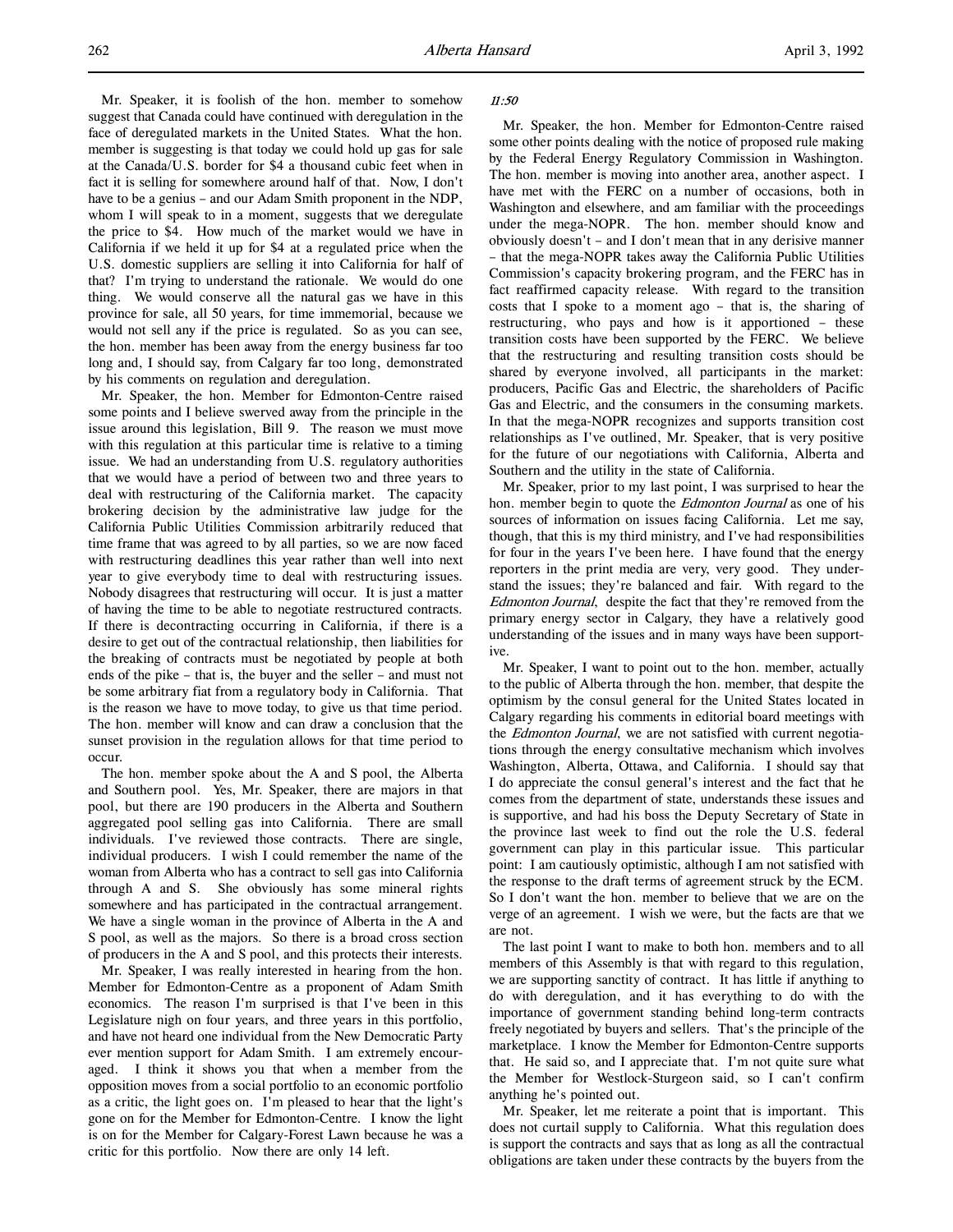Mr. Speaker, it is foolish of the hon. member to somehow suggest that Canada could have continued with deregulation in the face of deregulated markets in the United States. What the hon. member is suggesting is that today we could hold up gas for sale at the Canada/U.S. border for $4 a thousand cubic feet when in fact it is selling for somewhere around half of that. Now, I don't have to be a genius – and our Adam Smith proponent in the NDP, whom I will speak to in a moment, suggests that we deregulate the price to $4. How much of the market would we have in California if we held it up for $4 at a regulated price when the U.S. domestic suppliers are selling it into California for half of that? I'm trying to understand the rationale. We would do one thing. We would conserve all the natural gas we have in this province for sale, all 50 years, for time immemorial, because we would not sell any if the price is regulated. So as you can see, the hon. member has been away from the energy business far too long and, I should say, from Calgary far too long, demonstrated by his comments on regulation and deregulation.

Mr. Speaker, the hon. Member for Edmonton-Centre raised some points and I believe swerved away from the principle in the issue around this legislation, Bill 9. The reason we must move with this regulation at this particular time is relative to a timing issue. We had an understanding from U.S. regulatory authorities that we would have a period of between two and three years to deal with restructuring of the California market. The capacity brokering decision by the administrative law judge for the California Public Utilities Commission arbitrarily reduced that time frame that was agreed to by all parties, so we are now faced with restructuring deadlines this year rather than well into next year to give everybody time to deal with restructuring issues. Nobody disagrees that restructuring will occur. It is just a matter of having the time to be able to negotiate restructured contracts. If there is decontracting occurring in California, if there is a desire to get out of the contractual relationship, then liabilities for the breaking of contracts must be negotiated by people at both ends of the pike – that is, the buyer and the seller – and must not be some arbitrary fiat from a regulatory body in California. That is the reason we have to move today, to give us that time period. The hon. member will know and can draw a conclusion that the sunset provision in the regulation allows for that time period to occur.

The hon. member spoke about the A and S pool, the Alberta and Southern pool. Yes, Mr. Speaker, there are majors in that pool, but there are 190 producers in the Alberta and Southern aggregated pool selling gas into California. There are small individuals. I've reviewed those contracts. There are single, individual producers. I wish I could remember the name of the woman from Alberta who has a contract to sell gas into California through A and S. She obviously has some mineral rights somewhere and has participated in the contractual arrangement. We have a single woman in the province of Alberta in the A and S pool, as well as the majors. So there is a broad cross section of producers in the A and S pool, and this protects their interests.

Mr. Speaker, I was really interested in hearing from the hon. Member for Edmonton-Centre as a proponent of Adam Smith economics. The reason I'm surprised is that I've been in this Legislature nigh on four years, and three years in this portfolio, and have not heard one individual from the New Democratic Party ever mention support for Adam Smith. I am extremely encouraged. I think it shows you that when a member from the opposition moves from a social portfolio to an economic portfolio as a critic, the light goes on. I'm pleased to hear that the light's gone on for the Member for Edmonton-Centre. I know the light is on for the Member for Calgary-Forest Lawn because he was a critic for this portfolio. Now there are only 14 left.

*11:50*

Mr. Speaker, the hon. Member for Edmonton-Centre raised some other points dealing with the notice of proposed rule making by the Federal Energy Regulatory Commission in Washington. The hon. member is moving into another area, another aspect. I have met with the FERC on a number of occasions, both in Washington and elsewhere, and am familiar with the proceedings under the mega-NOPR. The hon. member should know and obviously doesn't – and I don't mean that in any derisive manner – that the mega-NOPR takes away the California Public Utilities Commission's capacity brokering program, and the FERC has in fact reaffirmed capacity release. With regard to the transition costs that I spoke to a moment ago – that is, the sharing of restructuring, who pays and how is it apportioned – these transition costs have been supported by the FERC. We believe that the restructuring and resulting transition costs should be shared by everyone involved, all participants in the market: producers, Pacific Gas and Electric, the shareholders of Pacific Gas and Electric, and the consumers in the consuming markets. In that the mega-NOPR recognizes and supports transition cost relationships as I've outlined, Mr. Speaker, that is very positive for the future of our negotiations with California, Alberta and Southern and the utility in the state of California.

Mr. Speaker, prior to my last point, I was surprised to hear the hon. member begin to quote the *Edmonton Journal* as one of his sources of information on issues facing California. Let me say, though, that this is my third ministry, and I've had responsibilities for four in the years I've been here. I have found that the energy reporters in the print media are very, very good. They understand the issues; they're balanced and fair. With regard to the *Edmonton Journal*, despite the fact that they're removed from the primary energy sector in Calgary, they have a relatively good understanding of the issues and in many ways have been supportive.

Mr. Speaker, I want to point out to the hon. member, actually to the public of Alberta through the hon. member, that despite the optimism by the consul general for the United States located in Calgary regarding his comments in editorial board meetings with the *Edmonton Journal*, we are not satisfied with current negotiations through the energy consultative mechanism which involves Washington, Alberta, Ottawa, and California. I should say that I do appreciate the consul general's interest and the fact that he comes from the department of state, understands these issues and is supportive, and had his boss the Deputy Secretary of State in the province last week to find out the role the U.S. federal government can play in this particular issue. This particular point: I am cautiously optimistic, although I am not satisfied with the response to the draft terms of agreement struck by the ECM. So I don't want the hon. member to believe that we are on the verge of an agreement. I wish we were, but the facts are that we are not.

The last point I want to make to both hon. members and to all members of this Assembly is that with regard to this regulation, we are supporting sanctity of contract. It has little if anything to do with deregulation, and it has everything to do with the importance of government standing behind long-term contracts freely negotiated by buyers and sellers. That's the principle of the marketplace. I know the Member for Edmonton-Centre supports that. He said so, and I appreciate that. I'm not quite sure what the Member for Westlock-Sturgeon said, so I can't confirm anything he's pointed out.

Mr. Speaker, let me reiterate a point that is important. This does not curtail supply to California. What this regulation does is support the contracts and says that as long as all the contractual obligations are taken under these contracts by the buyers from the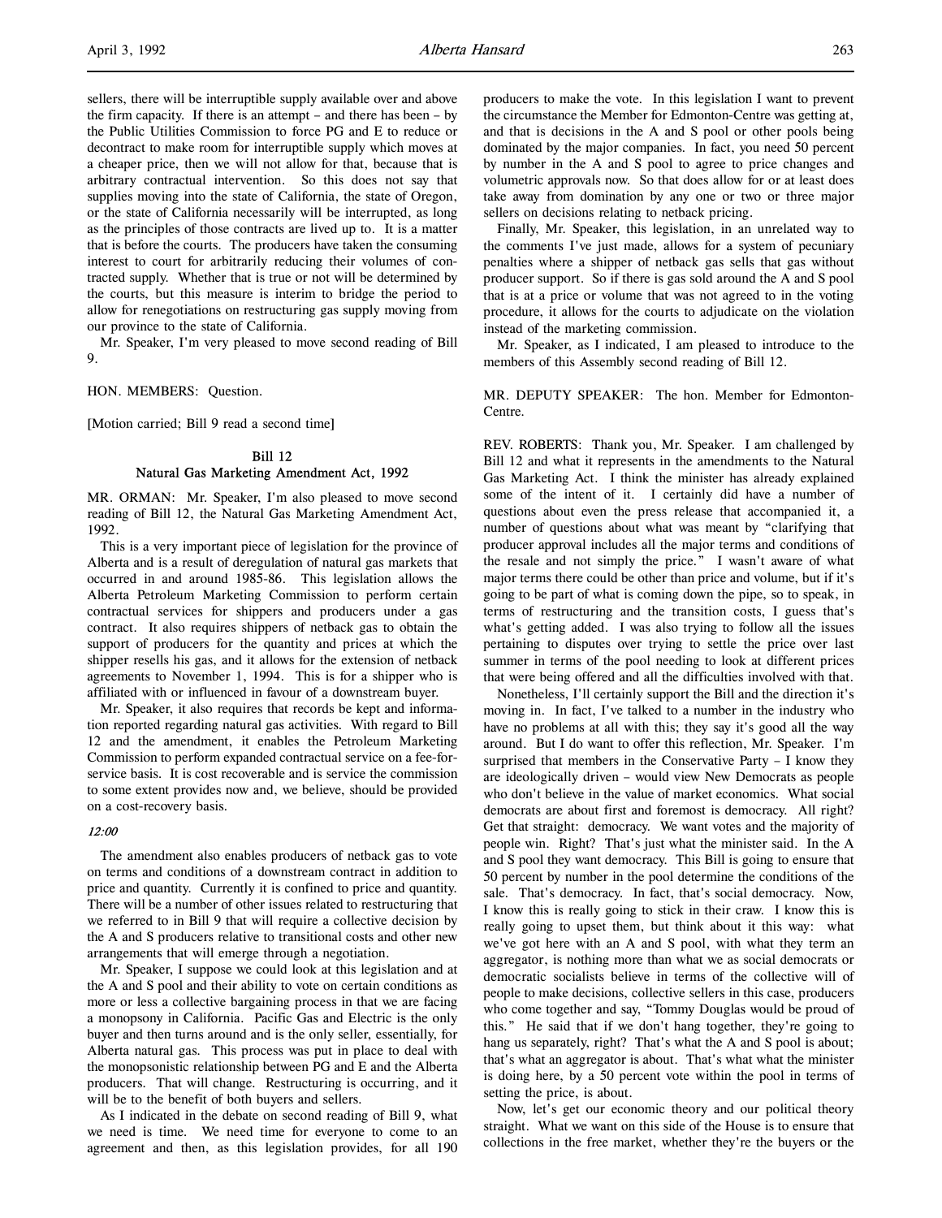sellers, there will be interruptible supply available over and above the firm capacity. If there is an attempt – and there has been – by the Public Utilities Commission to force PG and E to reduce or decontract to make room for interruptible supply which moves at a cheaper price, then we will not allow for that, because that is arbitrary contractual intervention. So this does not say that supplies moving into the state of California, the state of Oregon, or the state of California necessarily will be interrupted, as long as the principles of those contracts are lived up to. It is a matter that is before the courts. The producers have taken the consuming interest to court for arbitrarily reducing their volumes of contracted supply. Whether that is true or not will be determined by the courts, but this measure is interim to bridge the period to allow for renegotiations on restructuring gas supply moving from our province to the state of California.

Mr. Speaker, I'm very pleased to move second reading of Bill 9.

HON. MEMBERS: Question.

[Motion carried; Bill 9 read a second time]

## Bill 12
## Natural Gas Marketing Amendment Act, 1992

MR. ORMAN: Mr. Speaker, I'm also pleased to move second reading of Bill 12, the Natural Gas Marketing Amendment Act, 1992.

This is a very important piece of legislation for the province of Alberta and is a result of deregulation of natural gas markets that occurred in and around 1985-86. This legislation allows the Alberta Petroleum Marketing Commission to perform certain contractual services for shippers and producers under a gas contract. It also requires shippers of netback gas to obtain the support of producers for the quantity and prices at which the shipper resells his gas, and it allows for the extension of netback agreements to November 1, 1994. This is for a shipper who is affiliated with or influenced in favour of a downstream buyer.

Mr. Speaker, it also requires that records be kept and information reported regarding natural gas activities. With regard to Bill 12 and the amendment, it enables the Petroleum Marketing Commission to perform expanded contractual service on a fee-for-service basis. It is cost recoverable and is service the commission to some extent provides now and, we believe, should be provided on a cost-recovery basis.

*12:00*

The amendment also enables producers of netback gas to vote on terms and conditions of a downstream contract in addition to price and quantity. Currently it is confined to price and quantity. There will be a number of other issues related to restructuring that we referred to in Bill 9 that will require a collective decision by the A and S producers relative to transitional costs and other new arrangements that will emerge through a negotiation.

Mr. Speaker, I suppose we could look at this legislation and at the A and S pool and their ability to vote on certain conditions as more or less a collective bargaining process in that we are facing a monopsony in California. Pacific Gas and Electric is the only buyer and then turns around and is the only seller, essentially, for Alberta natural gas. This process was put in place to deal with the monopsonistic relationship between PG and E and the Alberta producers. That will change. Restructuring is occurring, and it will be to the benefit of both buyers and sellers.

As I indicated in the debate on second reading of Bill 9, what we need is time. We need time for everyone to come to an agreement and then, as this legislation provides, for all 190 producers to make the vote. In this legislation I want to prevent the circumstance the Member for Edmonton-Centre was getting at, and that is decisions in the A and S pool or other pools being dominated by the major companies. In fact, you need 50 percent by number in the A and S pool to agree to price changes and volumetric approvals now. So that does allow for or at least does take away from domination by any one or two or three major sellers on decisions relating to netback pricing.

Finally, Mr. Speaker, this legislation, in an unrelated way to the comments I've just made, allows for a system of pecuniary penalties where a shipper of netback gas sells that gas without producer support. So if there is gas sold around the A and S pool that is at a price or volume that was not agreed to in the voting procedure, it allows for the courts to adjudicate on the violation instead of the marketing commission.

Mr. Speaker, as I indicated, I am pleased to introduce to the members of this Assembly second reading of Bill 12.

MR. DEPUTY SPEAKER: The hon. Member for Edmonton-Centre.

REV. ROBERTS: Thank you, Mr. Speaker. I am challenged by Bill 12 and what it represents in the amendments to the Natural Gas Marketing Act. I think the minister has already explained some of the intent of it. I certainly did have a number of questions about even the press release that accompanied it, a number of questions about what was meant by "clarifying that producer approval includes all the major terms and conditions of the resale and not simply the price." I wasn't aware of what major terms there could be other than price and volume, but if it's going to be part of what is coming down the pipe, so to speak, in terms of restructuring and the transition costs, I guess that's what's getting added. I was also trying to follow all the issues pertaining to disputes over trying to settle the price over last summer in terms of the pool needing to look at different prices that were being offered and all the difficulties involved with that.

Nonetheless, I'll certainly support the Bill and the direction it's moving in. In fact, I've talked to a number in the industry who have no problems at all with this; they say it's good all the way around. But I do want to offer this reflection, Mr. Speaker. I'm surprised that members in the Conservative Party – I know they are ideologically driven – would view New Democrats as people who don't believe in the value of market economics. What social democrats are about first and foremost is democracy. All right? Get that straight: democracy. We want votes and the majority of people win. Right? That's just what the minister said. In the A and S pool they want democracy. This Bill is going to ensure that 50 percent by number in the pool determine the conditions of the sale. That's democracy. In fact, that's social democracy. Now, I know this is really going to stick in their craw. I know this is really going to upset them, but think about it this way: what we've got here with an A and S pool, with what they term an aggregator, is nothing more than what we as social democrats or democratic socialists believe in terms of the collective will of people to make decisions, collective sellers in this case, producers who come together and say, "Tommy Douglas would be proud of this." He said that if we don't hang together, they're going to hang us separately, right? That's what the A and S pool is about; that's what an aggregator is about. That's what what the minister is doing here, by a 50 percent vote within the pool in terms of setting the price, is about.

Now, let's get our economic theory and our political theory straight. What we want on this side of the House is to ensure that collections in the free market, whether they're the buyers or the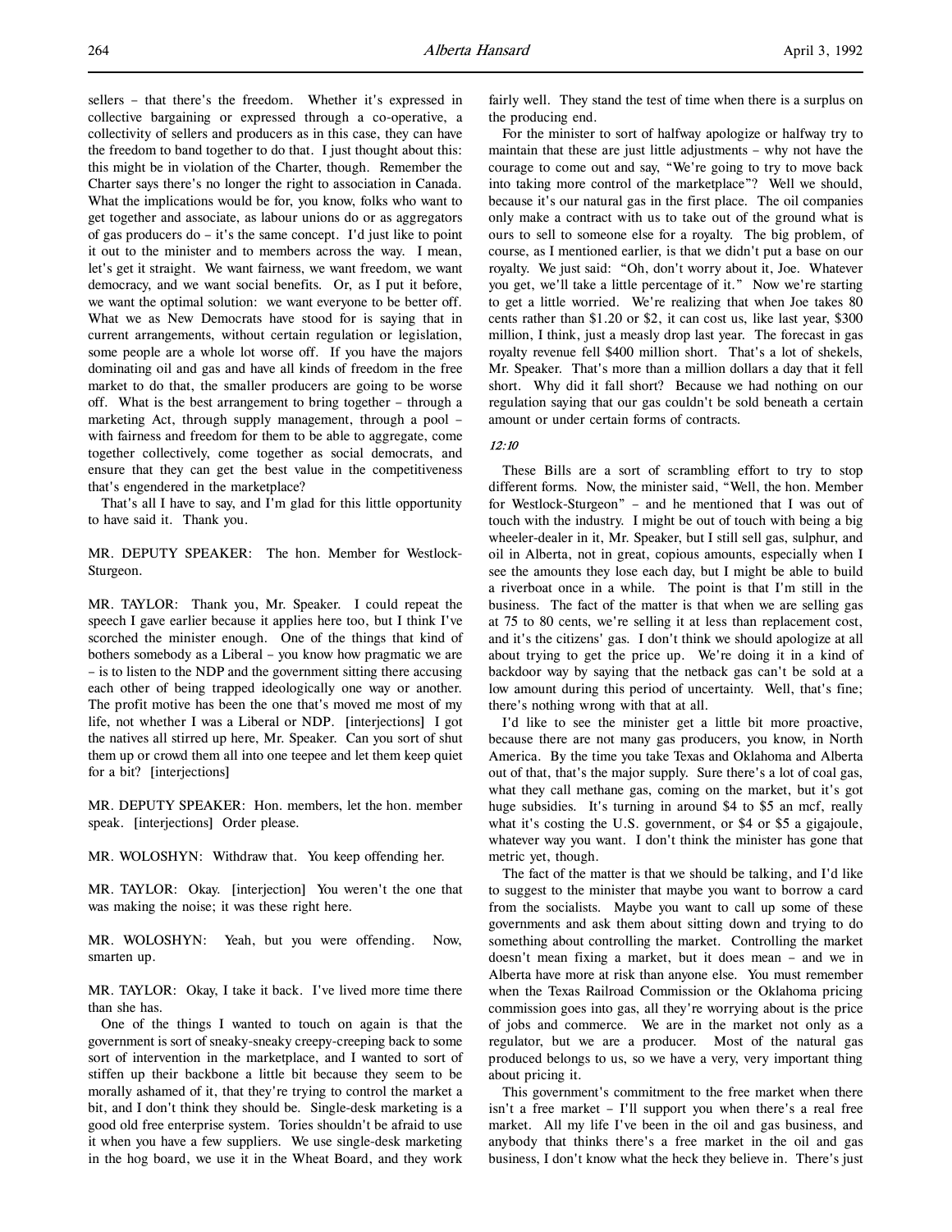sellers – that there's the freedom. Whether it's expressed in collective bargaining or expressed through a co-operative, a collectivity of sellers and producers as in this case, they can have the freedom to band together to do that. I just thought about this: this might be in violation of the Charter, though. Remember the Charter says there's no longer the right to association in Canada. What the implications would be for, you know, folks who want to get together and associate, as labour unions do or as aggregators of gas producers do – it's the same concept. I'd just like to point it out to the minister and to members across the way. I mean, let's get it straight. We want fairness, we want freedom, we want democracy, and we want social benefits. Or, as I put it before, we want the optimal solution: we want everyone to be better off. What we as New Democrats have stood for is saying that in current arrangements, without certain regulation or legislation, some people are a whole lot worse off. If you have the majors dominating oil and gas and have all kinds of freedom in the free market to do that, the smaller producers are going to be worse off. What is the best arrangement to bring together – through a marketing Act, through supply management, through a pool – with fairness and freedom for them to be able to aggregate, come together collectively, come together as social democrats, and ensure that they can get the best value in the competitiveness that's engendered in the marketplace?

That's all I have to say, and I'm glad for this little opportunity to have said it. Thank you.

MR. DEPUTY SPEAKER: The hon. Member for Westlock-Sturgeon.

MR. TAYLOR: Thank you, Mr. Speaker. I could repeat the speech I gave earlier because it applies here too, but I think I've scorched the minister enough. One of the things that kind of bothers somebody as a Liberal – you know how pragmatic we are – is to listen to the NDP and the government sitting there accusing each other of being trapped ideologically one way or another. The profit motive has been the one that's moved me most of my life, not whether I was a Liberal or NDP. [interjections] I got the natives all stirred up here, Mr. Speaker. Can you sort of shut them up or crowd them all into one teepee and let them keep quiet for a bit? [interjections]

MR. DEPUTY SPEAKER: Hon. members, let the hon. member speak. [interjections] Order please.

MR. WOLOSHYN: Withdraw that. You keep offending her.

MR. TAYLOR: Okay. [interjection] You weren't the one that was making the noise; it was these right here.

MR. WOLOSHYN: Yeah, but you were offending. Now, smarten up.

MR. TAYLOR: Okay, I take it back. I've lived more time there than she has.

One of the things I wanted to touch on again is that the government is sort of sneaky-sneaky creepy-creeping back to some sort of intervention in the marketplace, and I wanted to sort of stiffen up their backbone a little bit because they seem to be morally ashamed of it, that they're trying to control the market a bit, and I don't think they should be. Single-desk marketing is a good old free enterprise system. Tories shouldn't be afraid to use it when you have a few suppliers. We use single-desk marketing in the hog board, we use it in the Wheat Board, and they work fairly well. They stand the test of time when there is a surplus on the producing end.

For the minister to sort of halfway apologize or halfway try to maintain that these are just little adjustments – why not have the courage to come out and say, "We're going to try to move back into taking more control of the marketplace"? Well we should, because it's our natural gas in the first place. The oil companies only make a contract with us to take out of the ground what is ours to sell to someone else for a royalty. The big problem, of course, as I mentioned earlier, is that we didn't put a base on our royalty. We just said: "Oh, don't worry about it, Joe. Whatever you get, we'll take a little percentage of it." Now we're starting to get a little worried. We're realizing that when Joe takes 80 cents rather than $1.20 or $2, it can cost us, like last year, $300 million, I think, just a measly drop last year. The forecast in gas royalty revenue fell $400 million short. That's a lot of shekels, Mr. Speaker. That's more than a million dollars a day that it fell short. Why did it fall short? Because we had nothing on our regulation saying that our gas couldn't be sold beneath a certain amount or under certain forms of contracts.

*12:10*

These Bills are a sort of scrambling effort to try to stop different forms. Now, the minister said, "Well, the hon. Member for Westlock-Sturgeon" – and he mentioned that I was out of touch with the industry. I might be out of touch with being a big wheeler-dealer in it, Mr. Speaker, but I still sell gas, sulphur, and oil in Alberta, not in great, copious amounts, especially when I see the amounts they lose each day, but I might be able to build a riverboat once in a while. The point is that I'm still in the business. The fact of the matter is that when we are selling gas at 75 to 80 cents, we're selling it at less than replacement cost, and it's the citizens' gas. I don't think we should apologize at all about trying to get the price up. We're doing it in a kind of backdoor way by saying that the netback gas can't be sold at a low amount during this period of uncertainty. Well, that's fine; there's nothing wrong with that at all.

I'd like to see the minister get a little bit more proactive, because there are not many gas producers, you know, in North America. By the time you take Texas and Oklahoma and Alberta out of that, that's the major supply. Sure there's a lot of coal gas, what they call methane gas, coming on the market, but it's got huge subsidies. It's turning in around $4 to $5 an mcf, really what it's costing the U.S. government, or $4 or $5 a gigajoule, whatever way you want. I don't think the minister has gone that metric yet, though.

The fact of the matter is that we should be talking, and I'd like to suggest to the minister that maybe you want to borrow a card from the socialists. Maybe you want to call up some of these governments and ask them about sitting down and trying to do something about controlling the market. Controlling the market doesn't mean fixing a market, but it does mean – and we in Alberta have more at risk than anyone else. You must remember when the Texas Railroad Commission or the Oklahoma pricing commission goes into gas, all they're worrying about is the price of jobs and commerce. We are in the market not only as a regulator, but we are a producer. Most of the natural gas produced belongs to us, so we have a very, very important thing about pricing it.

This government's commitment to the free market when there isn't a free market – I'll support you when there's a real free market. All my life I've been in the oil and gas business, and anybody that thinks there's a free market in the oil and gas business, I don't know what the heck they believe in. There's just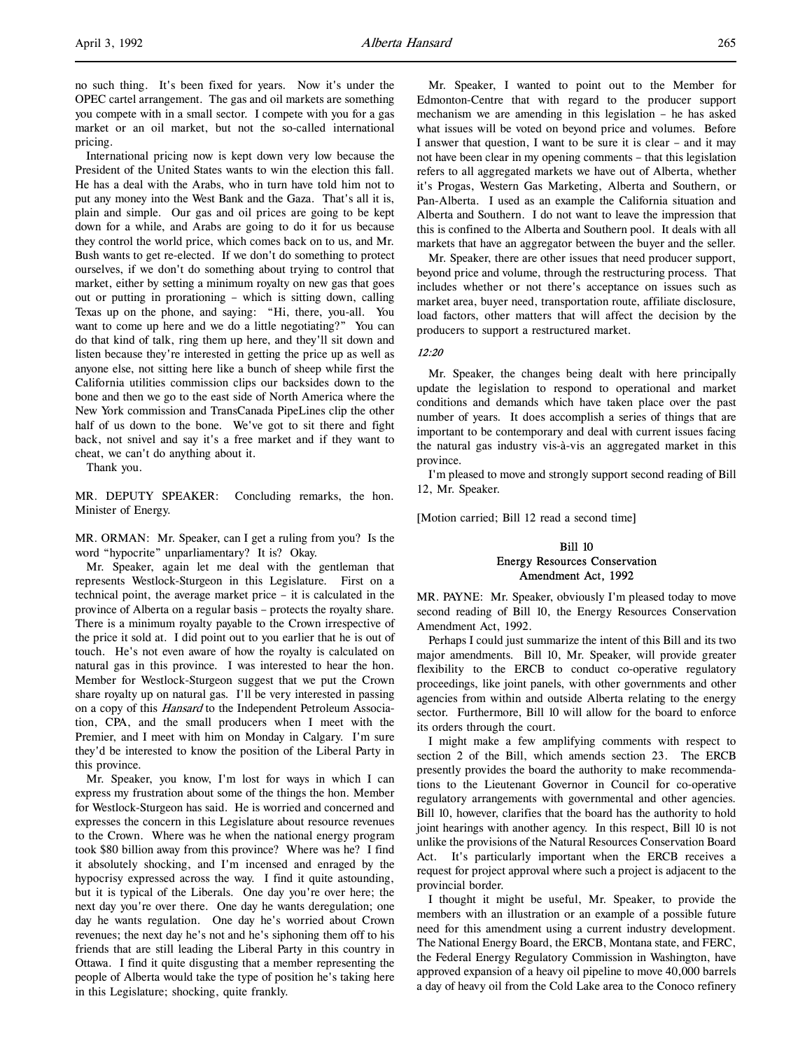no such thing. It's been fixed for years. Now it's under the OPEC cartel arrangement. The gas and oil markets are something you compete with in a small sector. I compete with you for a gas market or an oil market, but not the so-called international pricing.

International pricing now is kept down very low because the President of the United States wants to win the election this fall. He has a deal with the Arabs, who in turn have told him not to put any money into the West Bank and the Gaza. That's all it is, plain and simple. Our gas and oil prices are going to be kept down for a while, and Arabs are going to do it for us because they control the world price, which comes back on to us, and Mr. Bush wants to get re-elected. If we don't do something to protect ourselves, if we don't do something about trying to control that market, either by setting a minimum royalty on new gas that goes out or putting in prorationing – which is sitting down, calling Texas up on the phone, and saying: "Hi, there, you-all. You want to come up here and we do a little negotiating?" You can do that kind of talk, ring them up here, and they'll sit down and listen because they're interested in getting the price up as well as anyone else, not sitting here like a bunch of sheep while first the California utilities commission clips our backsides down to the bone and then we go to the east side of North America where the New York commission and TransCanada PipeLines clip the other half of us down to the bone. We've got to sit there and fight back, not snivel and say it's a free market and if they want to cheat, we can't do anything about it.

Thank you.

MR. DEPUTY SPEAKER: Concluding remarks, the hon. Minister of Energy.

MR. ORMAN: Mr. Speaker, can I get a ruling from you? Is the word "hypocrite" unparliamentary? It is? Okay.

Mr. Speaker, again let me deal with the gentleman that represents Westlock-Sturgeon in this Legislature. First on a technical point, the average market price – it is calculated in the province of Alberta on a regular basis – protects the royalty share. There is a minimum royalty payable to the Crown irrespective of the price it sold at. I did point out to you earlier that he is out of touch. He's not even aware of how the royalty is calculated on natural gas in this province. I was interested to hear the hon. Member for Westlock-Sturgeon suggest that we put the Crown share royalty up on natural gas. I'll be very interested in passing on a copy of this *Hansard* to the Independent Petroleum Association, CPA, and the small producers when I meet with the Premier, and I meet with him on Monday in Calgary. I'm sure they'd be interested to know the position of the Liberal Party in this province.

Mr. Speaker, you know, I'm lost for ways in which I can express my frustration about some of the things the hon. Member for Westlock-Sturgeon has said. He is worried and concerned and expresses the concern in this Legislature about resource revenues to the Crown. Where was he when the national energy program took $80 billion away from this province? Where was he? I find it absolutely shocking, and I'm incensed and enraged by the hypocrisy expressed across the way. I find it quite astounding, but it is typical of the Liberals. One day you're over here; the next day you're over there. One day he wants deregulation; one day he wants regulation. One day he's worried about Crown revenues; the next day he's not and he's siphoning them off to his friends that are still leading the Liberal Party in this country in Ottawa. I find it quite disgusting that a member representing the people of Alberta would take the type of position he's taking here in this Legislature; shocking, quite frankly.

Mr. Speaker, I wanted to point out to the Member for Edmonton-Centre that with regard to the producer support mechanism we are amending in this legislation – he has asked what issues will be voted on beyond price and volumes. Before I answer that question, I want to be sure it is clear – and it may not have been clear in my opening comments – that this legislation refers to all aggregated markets we have out of Alberta, whether it's Progas, Western Gas Marketing, Alberta and Southern, or Pan-Alberta. I used as an example the California situation and Alberta and Southern. I do not want to leave the impression that this is confined to the Alberta and Southern pool. It deals with all markets that have an aggregator between the buyer and the seller.

Mr. Speaker, there are other issues that need producer support, beyond price and volume, through the restructuring process. That includes whether or not there's acceptance on issues such as market area, buyer need, transportation route, affiliate disclosure, load factors, other matters that will affect the decision by the producers to support a restructured market.

*12:20*

Mr. Speaker, the changes being dealt with here principally update the legislation to respond to operational and market conditions and demands which have taken place over the past number of years. It does accomplish a series of things that are important to be contemporary and deal with current issues facing the natural gas industry vis-à-vis an aggregated market in this province.

I'm pleased to move and strongly support second reading of Bill 12, Mr. Speaker.

[Motion carried; Bill 12 read a second time]

## Bill 10
## Energy Resources Conservation Amendment Act, 1992

MR. PAYNE: Mr. Speaker, obviously I'm pleased today to move second reading of Bill 10, the Energy Resources Conservation Amendment Act, 1992.

Perhaps I could just summarize the intent of this Bill and its two major amendments. Bill 10, Mr. Speaker, will provide greater flexibility to the ERCB to conduct co-operative regulatory proceedings, like joint panels, with other governments and other agencies from within and outside Alberta relating to the energy sector. Furthermore, Bill 10 will allow for the board to enforce its orders through the court.

I might make a few amplifying comments with respect to section 2 of the Bill, which amends section 23. The ERCB presently provides the board the authority to make recommendations to the Lieutenant Governor in Council for co-operative regulatory arrangements with governmental and other agencies. Bill 10, however, clarifies that the board has the authority to hold joint hearings with another agency. In this respect, Bill 10 is not unlike the provisions of the Natural Resources Conservation Board Act. It's particularly important when the ERCB receives a request for project approval where such a project is adjacent to the provincial border.

I thought it might be useful, Mr. Speaker, to provide the members with an illustration or an example of a possible future need for this amendment using a current industry development. The National Energy Board, the ERCB, Montana state, and FERC, the Federal Energy Regulatory Commission in Washington, have approved expansion of a heavy oil pipeline to move 40,000 barrels a day of heavy oil from the Cold Lake area to the Conoco refinery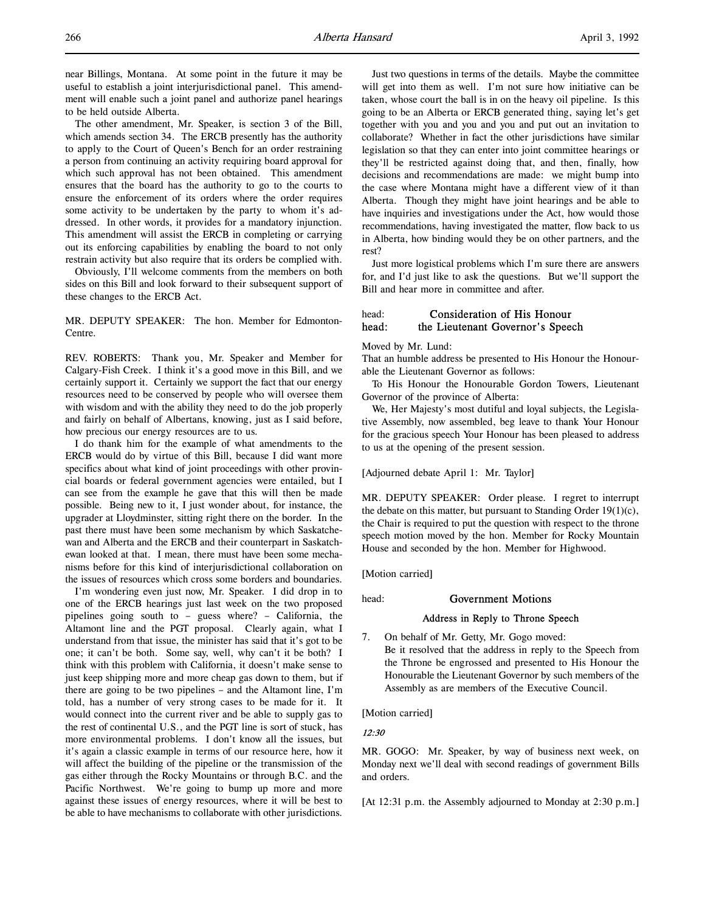near Billings, Montana. At some point in the future it may be useful to establish a joint interjurisdictional panel. This amendment will enable such a joint panel and authorize panel hearings to be held outside Alberta.

The other amendment, Mr. Speaker, is section 3 of the Bill, which amends section 34. The ERCB presently has the authority to apply to the Court of Queen's Bench for an order restraining a person from continuing an activity requiring board approval for which such approval has not been obtained. This amendment ensures that the board has the authority to go to the courts to ensure the enforcement of its orders where the order requires some activity to be undertaken by the party to whom it's addressed. In other words, it provides for a mandatory injunction. This amendment will assist the ERCB in completing or carrying out its enforcing capabilities by enabling the board to not only restrain activity but also require that its orders be complied with.

Obviously, I'll welcome comments from the members on both sides on this Bill and look forward to their subsequent support of these changes to the ERCB Act.

MR. DEPUTY SPEAKER: The hon. Member for Edmonton-Centre.

REV. ROBERTS: Thank you, Mr. Speaker and Member for Calgary-Fish Creek. I think it's a good move in this Bill, and we certainly support it. Certainly we support the fact that our energy resources need to be conserved by people who will oversee them with wisdom and with the ability they need to do the job properly and fairly on behalf of Albertans, knowing, just as I said before, how precious our energy resources are to us.

I do thank him for the example of what amendments to the ERCB would do by virtue of this Bill, because I did want more specifics about what kind of joint proceedings with other provincial boards or federal government agencies were entailed, but I can see from the example he gave that this will then be made possible. Being new to it, I just wonder about, for instance, the upgrader at Lloydminster, sitting right there on the border. In the past there must have been some mechanism by which Saskatchewan and Alberta and the ERCB and their counterpart in Saskatchewan looked at that. I mean, there must have been some mechanisms before for this kind of interjurisdictional collaboration on the issues of resources which cross some borders and boundaries.

I'm wondering even just now, Mr. Speaker. I did drop in to one of the ERCB hearings just last week on the two proposed pipelines going south to – guess where? – California, the Altamont line and the PGT proposal. Clearly again, what I understand from that issue, the minister has said that it's got to be one; it can't be both. Some say, well, why can't it be both? I think with this problem with California, it doesn't make sense to just keep shipping more and more cheap gas down to them, but if there are going to be two pipelines – and the Altamont line, I'm told, has a number of very strong cases to be made for it. It would connect into the current river and be able to supply gas to the rest of continental U.S., and the PGT line is sort of stuck, has more environmental problems. I don't know all the issues, but it's again a classic example in terms of our resource here, how it will affect the building of the pipeline or the transmission of the gas either through the Rocky Mountains or through B.C. and the Pacific Northwest. We're going to bump up more and more against these issues of energy resources, where it will be best to be able to have mechanisms to collaborate with other jurisdictions.

Just two questions in terms of the details. Maybe the committee will get into them as well. I'm not sure how initiative can be taken, whose court the ball is in on the heavy oil pipeline. Is this going to be an Alberta or ERCB generated thing, saying let's get together with you and you and you and put out an invitation to collaborate? Whether in fact the other jurisdictions have similar legislation so that they can enter into joint committee hearings or they'll be restricted against doing that, and then, finally, how decisions and recommendations are made: we might bump into the case where Montana might have a different view of it than Alberta. Though they might have joint hearings and be able to have inquiries and investigations under the Act, how would those recommendations, having investigated the matter, flow back to us in Alberta, how binding would they be on other partners, and the rest?

Just more logistical problems which I'm sure there are answers for, and I'd just like to ask the questions. But we'll support the Bill and hear more in committee and after.

head: **Consideration of His Honour**
head: **the Lieutenant Governor's Speech**

Moved by Mr. Lund:
That an humble address be presented to His Honour the Honourable the Lieutenant Governor as follows:

To His Honour the Honourable Gordon Towers, Lieutenant Governor of the province of Alberta:

We, Her Majesty's most dutiful and loyal subjects, the Legislative Assembly, now assembled, beg leave to thank Your Honour for the gracious speech Your Honour has been pleased to address to us at the opening of the present session.

[Adjourned debate April 1: Mr. Taylor]

MR. DEPUTY SPEAKER: Order please. I regret to interrupt the debate on this matter, but pursuant to Standing Order 19(1)(c), the Chair is required to put the question with respect to the throne speech motion moved by the hon. Member for Rocky Mountain House and seconded by the hon. Member for Highwood.

[Motion carried]

head: **Government Motions**

### Address in Reply to Throne Speech

7. On behalf of Mr. Getty, Mr. Gogo moved:
   Be it resolved that the address in reply to the Speech from the Throne be engrossed and presented to His Honour the Honourable the Lieutenant Governor by such members of the Assembly as are members of the Executive Council.

[Motion carried]

*12:30*

MR. GOGO: Mr. Speaker, by way of business next week, on Monday next we'll deal with second readings of government Bills and orders.

[At 12:31 p.m. the Assembly adjourned to Monday at 2:30 p.m.]